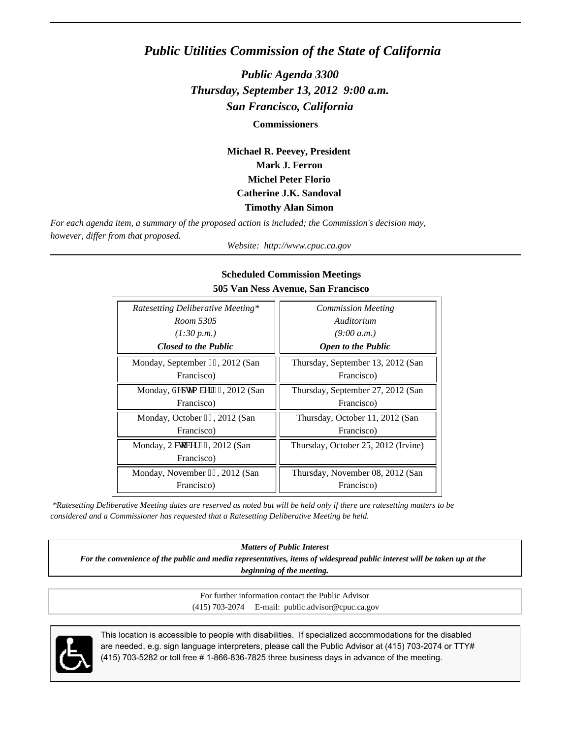# *Public Utilities Commission of the State of California*

## *Public Agenda 3300*
## *Thursday, September 13, 2012 9:00 a.m.*
## *San Francisco, California*

**Commissioners**

**Michael R. Peevey, President**
**Mark J. Ferron**
**Michel Peter Florio**
**Catherine J.K. Sandoval**
**Timothy Alan Simon**

*For each agenda item, a summary of the proposed action is included; the Commission's decision may, however, differ from that proposed.*

*Website: http://www.cpuc.ca.gov*

---

**Scheduled Commission Meetings**
**505 Van Ness Avenue, San Francisco**

| *Ratesetting Deliberative Meeting\**<br>*Room 5305*<br>*(1:30 p.m.)*<br>***Closed to the Public*** | *Commission Meeting*<br>*Auditorium*<br>*(9:00 a.m.)*<br>***Open to the Public*** |
|---|---|
| Monday, September ▯▯, 2012 (San Francisco) | Thursday, September 13, 2012 (San Francisco) |
| Monday, 6HSWHPEHU▯▯, 2012 (San Francisco) | Thursday, September 27, 2012 (San Francisco) |
| Monday, October ▯▯, 2012 (San Francisco) | Thursday, October 11, 2012 (San Francisco) |
| Monday, 2FWREHU▯▯, 2012 (San Francisco) | Thursday, October 25, 2012 (Irvine) |
| Monday, November ▯▯, 2012 (San Francisco) | Thursday, November 08, 2012 (San Francisco) |

*\*Ratesetting Deliberative Meeting dates are reserved as noted but will be held only if there are ratesetting matters to be considered and a Commissioner has requested that a Ratesetting Deliberative Meeting be held.*

***Matters of Public Interest***
***For the convenience of the public and media representatives, items of widespread public interest will be taken up at the beginning of the meeting.***

For further information contact the Public Advisor
(415) 703-2074 E-mail: public.advisor@cpuc.ca.gov

This location is accessible to people with disabilities. If specialized accommodations for the disabled are needed, e.g. sign language interpreters, please call the Public Advisor at (415) 703-2074 or TTY# (415) 703-5282 or toll free # 1-866-836-7825 three business days in advance of the meeting.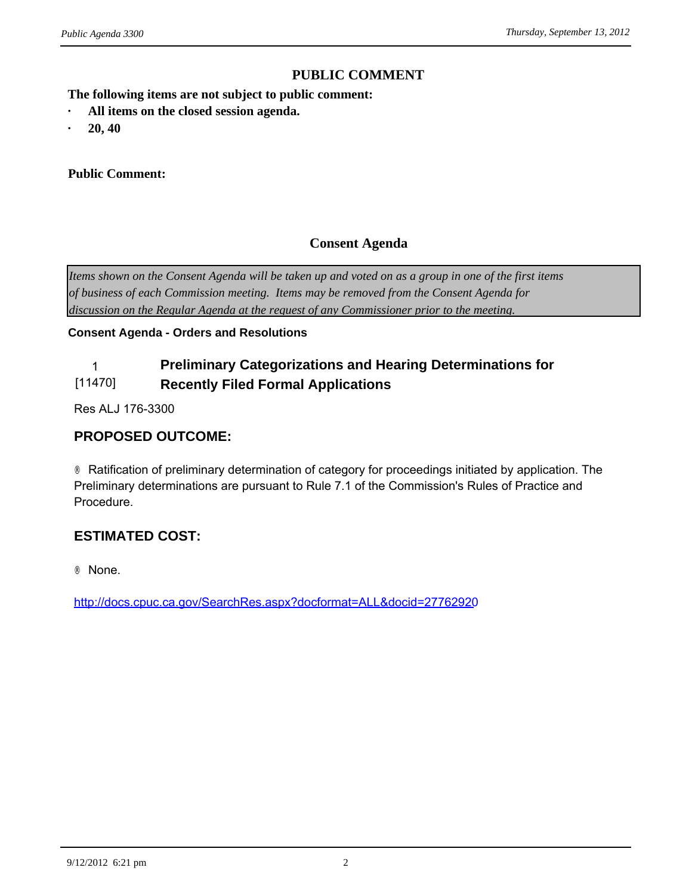## PUBLIC COMMENT

**The following items are not subject to public comment:**

- **All items on the closed session agenda.**
- **20, 40**

**Public Comment:**

## Consent Agenda

*Items shown on the Consent Agenda will be taken up and voted on as a group in one of the first items of business of each Commission meeting. Items may be removed from the Consent Agenda for discussion on the Regular Agenda at the request of any Commissioner prior to the meeting.*

**Consent Agenda - Orders and Resolutions**

### 1 [11470] Preliminary Categorizations and Hearing Determinations for Recently Filed Formal Applications

Res ALJ 176-3300

### PROPOSED OUTCOME:

® Ratification of preliminary determination of category for proceedings initiated by application. The Preliminary determinations are pursuant to Rule 7.1 of the Commission's Rules of Practice and Procedure.

### ESTIMATED COST:

® None.

http://docs.cpuc.ca.gov/SearchRes.aspx?docformat=ALL&docid=27762920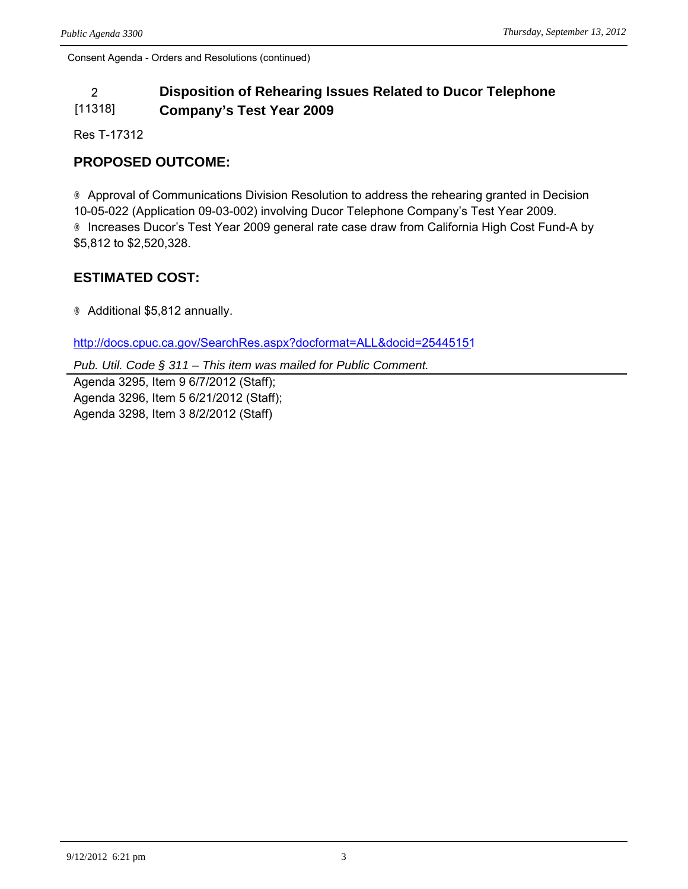Consent Agenda - Orders and Resolutions (continued)

## 2 [11318] Disposition of Rehearing Issues Related to Ducor Telephone Company's Test Year 2009

Res T-17312

### PROPOSED OUTCOME:

- Approval of Communications Division Resolution to address the rehearing granted in Decision 10-05-022 (Application 09-03-002) involving Ducor Telephone Company's Test Year 2009.
- Increases Ducor's Test Year 2009 general rate case draw from California High Cost Fund-A by $5,812 to $2,520,328.

### ESTIMATED COST:

- Additional $5,812 annually.

http://docs.cpuc.ca.gov/SearchRes.aspx?docformat=ALL&docid=25445151

*Pub. Util. Code § 311 – This item was mailed for Public Comment.*

Agenda 3295, Item 9 6/7/2012 (Staff);
Agenda 3296, Item 5 6/21/2012 (Staff);
Agenda 3298, Item 3 8/2/2012 (Staff)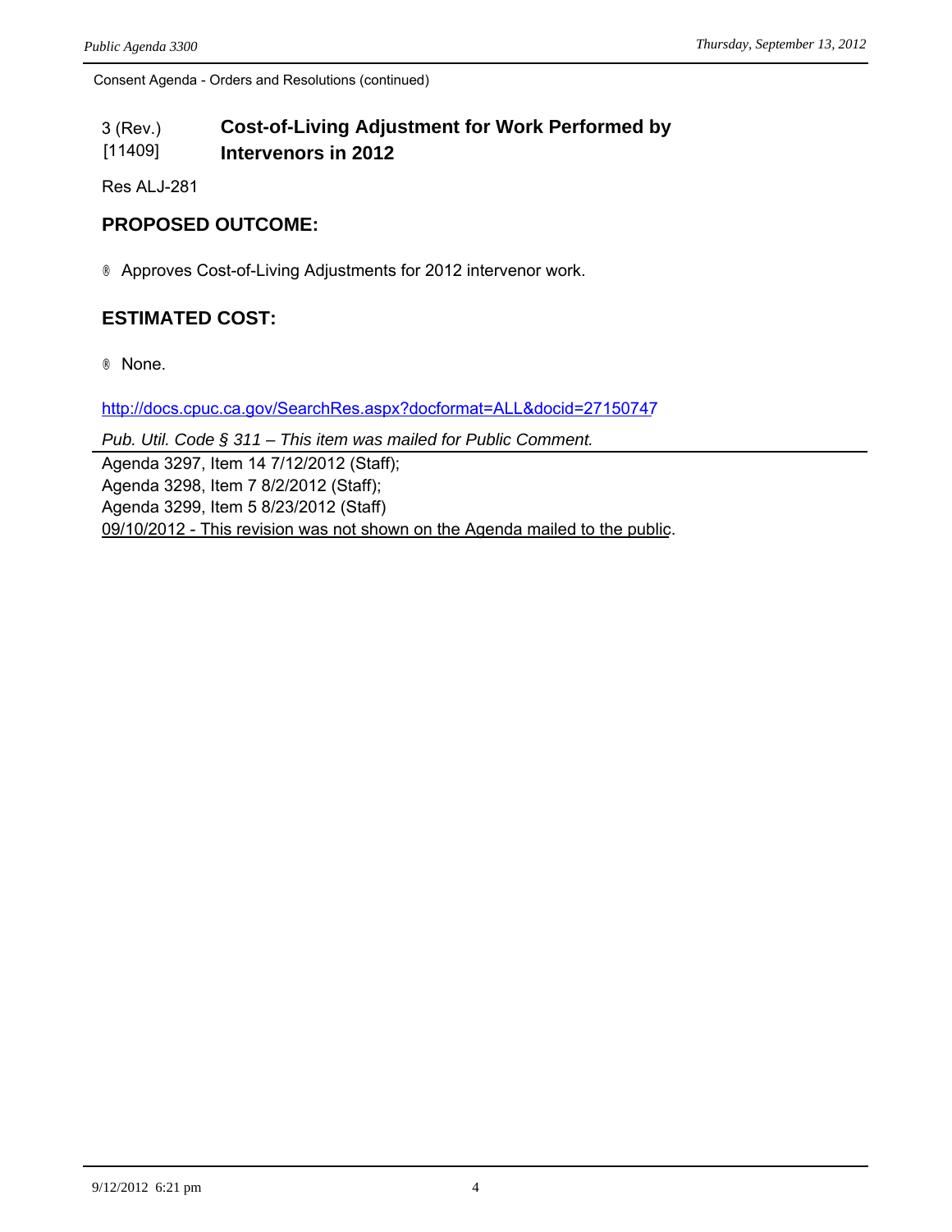Consent Agenda - Orders and Resolutions (continued)

**3 (Rev.) [11409]** **Cost-of-Living Adjustment for Work Performed by Intervenors in 2012**

Res ALJ-281

## PROPOSED OUTCOME:

- Approves Cost-of-Living Adjustments for 2012 intervenor work.

## ESTIMATED COST:

- None.

http://docs.cpuc.ca.gov/SearchRes.aspx?docformat=ALL&docid=27150747

*Pub. Util. Code § 311 – This item was mailed for Public Comment.*

Agenda 3297, Item 14 7/12/2012 (Staff);
Agenda 3298, Item 7 8/2/2012 (Staff);
Agenda 3299, Item 5 8/23/2012 (Staff)
09/10/2012 - This revision was not shown on the Agenda mailed to the public.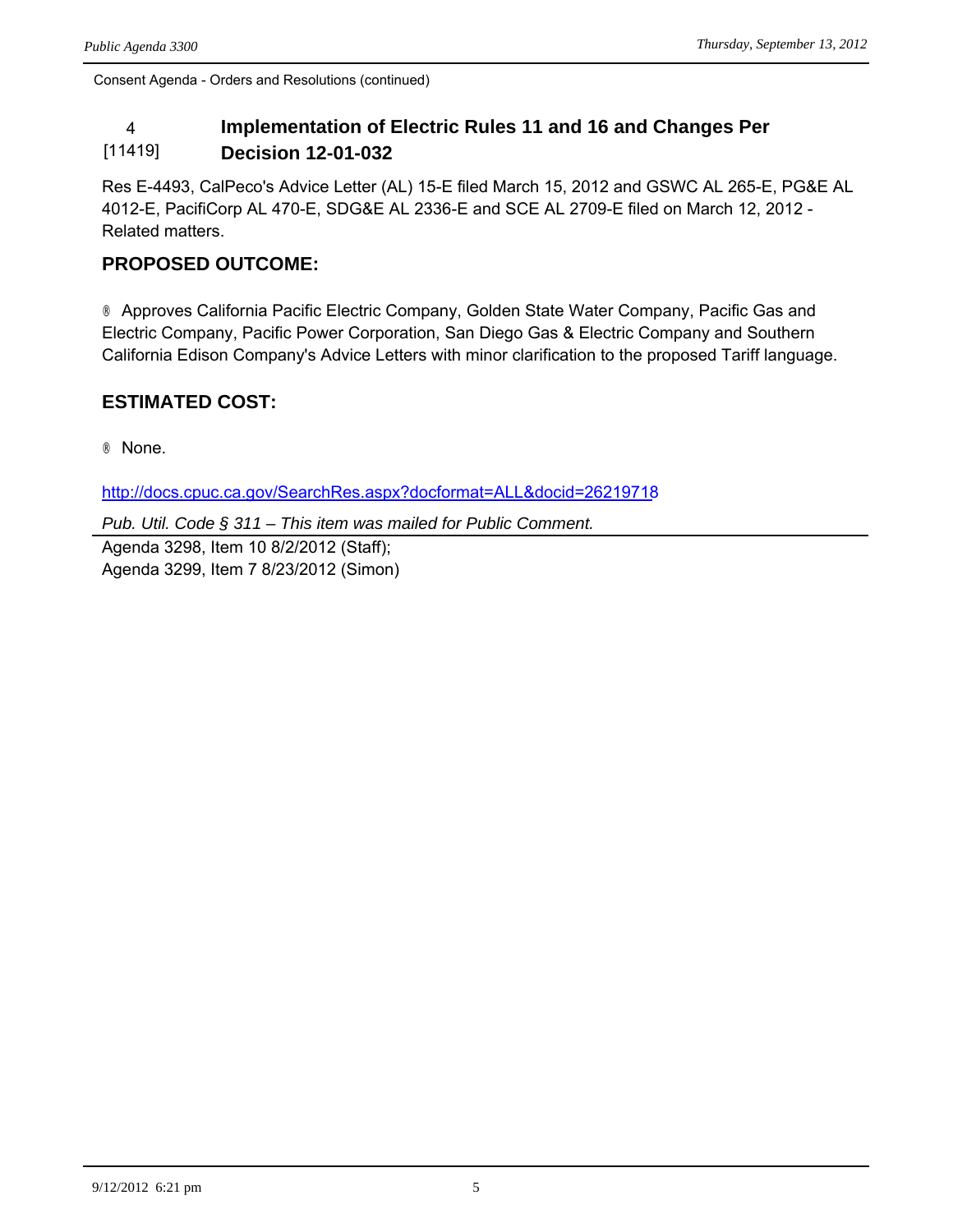Consent Agenda - Orders and Resolutions (continued)

## 4 [11419] Implementation of Electric Rules 11 and 16 and Changes Per Decision 12-01-032

Res E-4493, CalPeco's Advice Letter (AL) 15-E filed March 15, 2012 and GSWC AL 265-E, PG&E AL 4012-E, PacifiCorp AL 470-E, SDG&E AL 2336-E and SCE AL 2709-E filed on March 12, 2012 - Related matters.

### PROPOSED OUTCOME:

® Approves California Pacific Electric Company, Golden State Water Company, Pacific Gas and Electric Company, Pacific Power Corporation, San Diego Gas & Electric Company and Southern California Edison Company's Advice Letters with minor clarification to the proposed Tariff language.

### ESTIMATED COST:

® None.

http://docs.cpuc.ca.gov/SearchRes.aspx?docformat=ALL&docid=26219718

*Pub. Util. Code § 311 – This item was mailed for Public Comment.*

Agenda 3298, Item 10 8/2/2012 (Staff);
Agenda 3299, Item 7 8/23/2012 (Simon)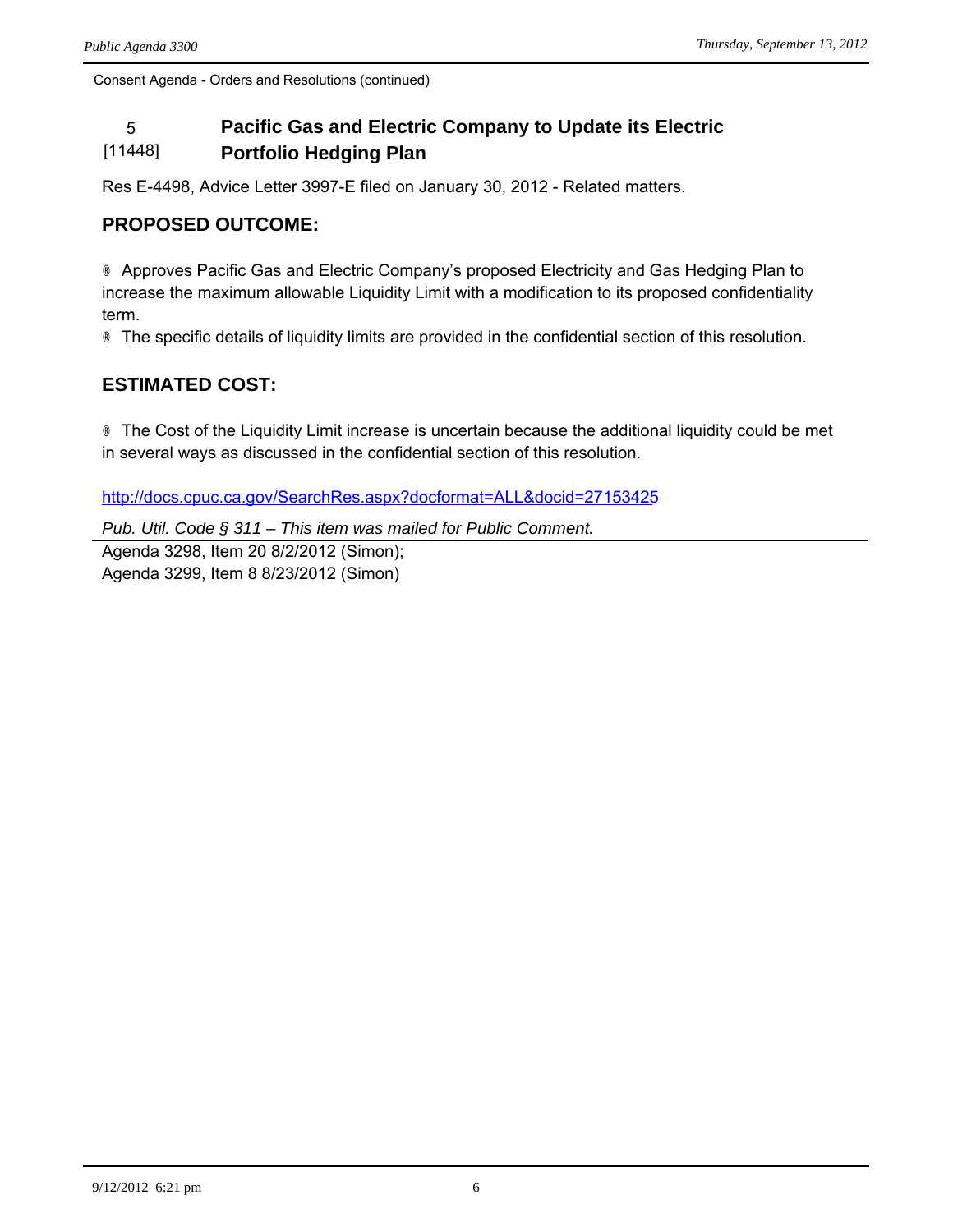Consent Agenda - Orders and Resolutions (continued)

## 5 [11448] Pacific Gas and Electric Company to Update its Electric Portfolio Hedging Plan

Res E-4498, Advice Letter 3997-E filed on January 30, 2012 - Related matters.

### PROPOSED OUTCOME:

® Approves Pacific Gas and Electric Company's proposed Electricity and Gas Hedging Plan to increase the maximum allowable Liquidity Limit with a modification to its proposed confidentiality term.

® The specific details of liquidity limits are provided in the confidential section of this resolution.

### ESTIMATED COST:

® The Cost of the Liquidity Limit increase is uncertain because the additional liquidity could be met in several ways as discussed in the confidential section of this resolution.

http://docs.cpuc.ca.gov/SearchRes.aspx?docformat=ALL&docid=27153425

*Pub. Util. Code § 311 – This item was mailed for Public Comment.*

Agenda 3298, Item 20 8/2/2012 (Simon);
Agenda 3299, Item 8 8/23/2012 (Simon)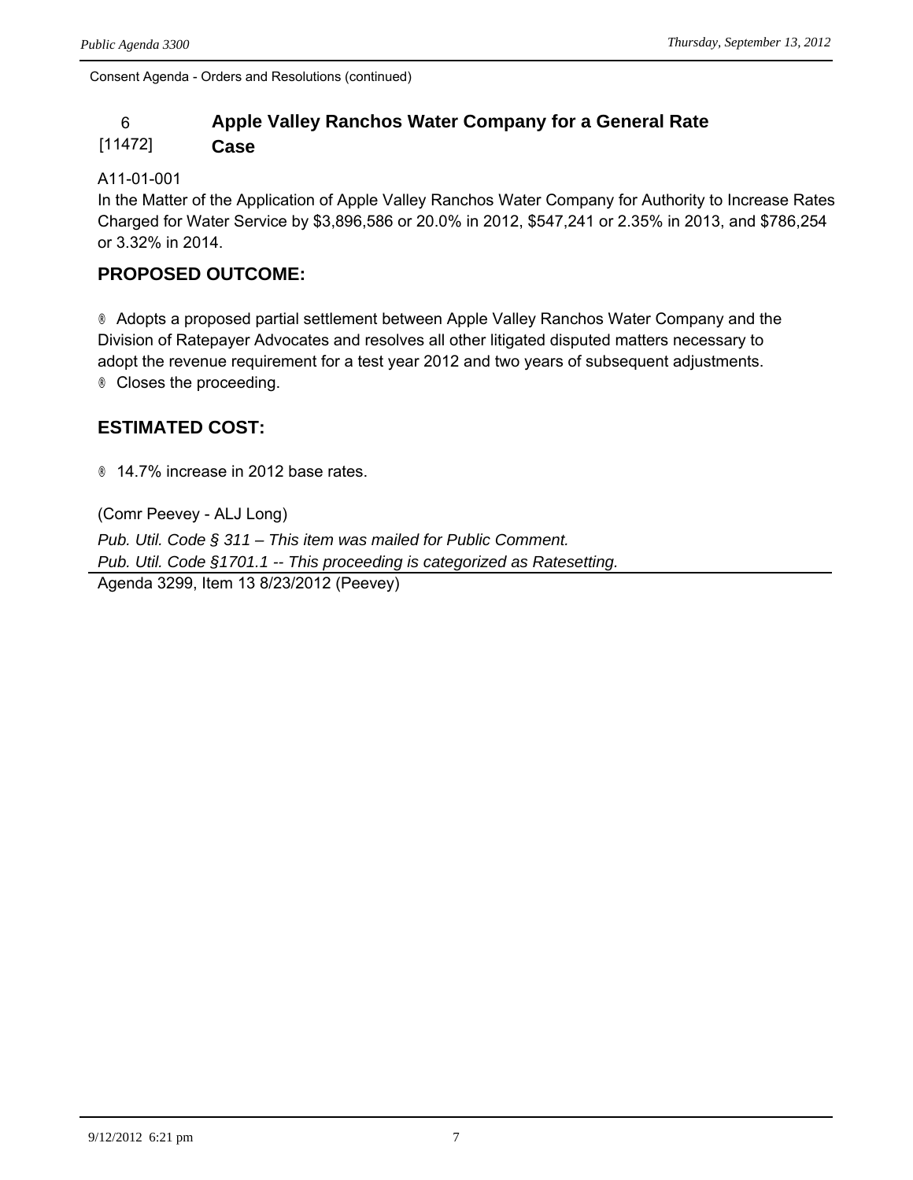Consent Agenda - Orders and Resolutions (continued)

## 6 [11472] Apple Valley Ranchos Water Company for a General Rate Case

A11-01-001
In the Matter of the Application of Apple Valley Ranchos Water Company for Authority to Increase Rates Charged for Water Service by $3,896,586 or 20.0% in 2012, $547,241 or 2.35% in 2013, and $786,254 or 3.32% in 2014.

### PROPOSED OUTCOME:

- Adopts a proposed partial settlement between Apple Valley Ranchos Water Company and the Division of Ratepayer Advocates and resolves all other litigated disputed matters necessary to adopt the revenue requirement for a test year 2012 and two years of subsequent adjustments.
- Closes the proceeding.

### ESTIMATED COST:

- 14.7% increase in 2012 base rates.

(Comr Peevey - ALJ Long)

*Pub. Util. Code § 311 – This item was mailed for Public Comment.*
*Pub. Util. Code §1701.1 -- This proceeding is categorized as Ratesetting.*

Agenda 3299, Item 13 8/23/2012 (Peevey)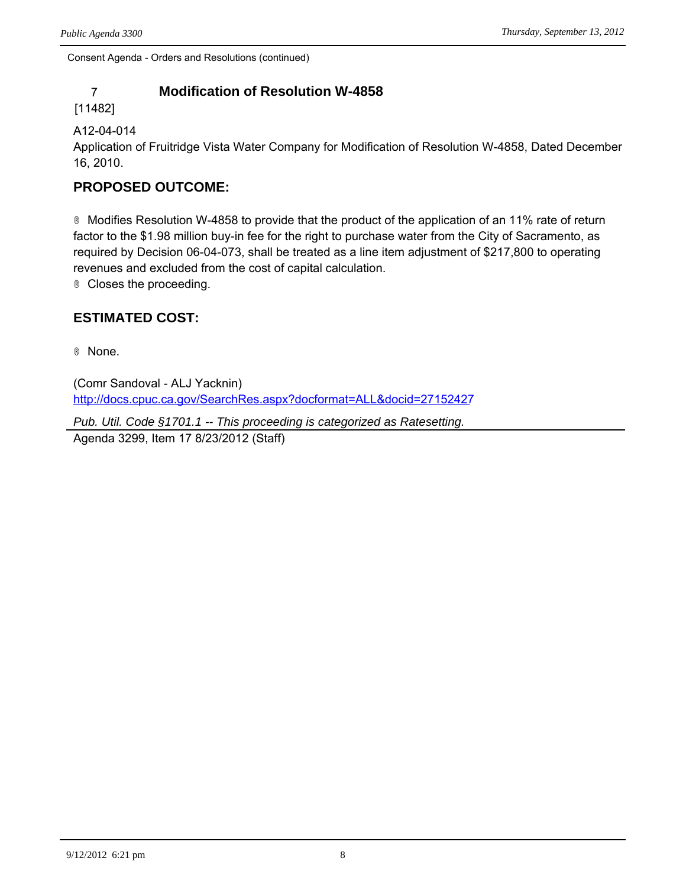Consent Agenda - Orders and Resolutions (continued)

### 7 Modification of Resolution W-4858

[11482]

A12-04-014
Application of Fruitridge Vista Water Company for Modification of Resolution W-4858, Dated December 16, 2010.

**PROPOSED OUTCOME:**

- Modifies Resolution W-4858 to provide that the product of the application of an 11% rate of return factor to the $1.98 million buy-in fee for the right to purchase water from the City of Sacramento, as required by Decision 06-04-073, shall be treated as a line item adjustment of $217,800 to operating revenues and excluded from the cost of capital calculation.
- Closes the proceeding.

**ESTIMATED COST:**

- None.

(Comr Sandoval - ALJ Yacknin)
http://docs.cpuc.ca.gov/SearchRes.aspx?docformat=ALL&docid=27152427

*Pub. Util. Code §1701.1 -- This proceeding is categorized as Ratesetting.*

Agenda 3299, Item 17 8/23/2012 (Staff)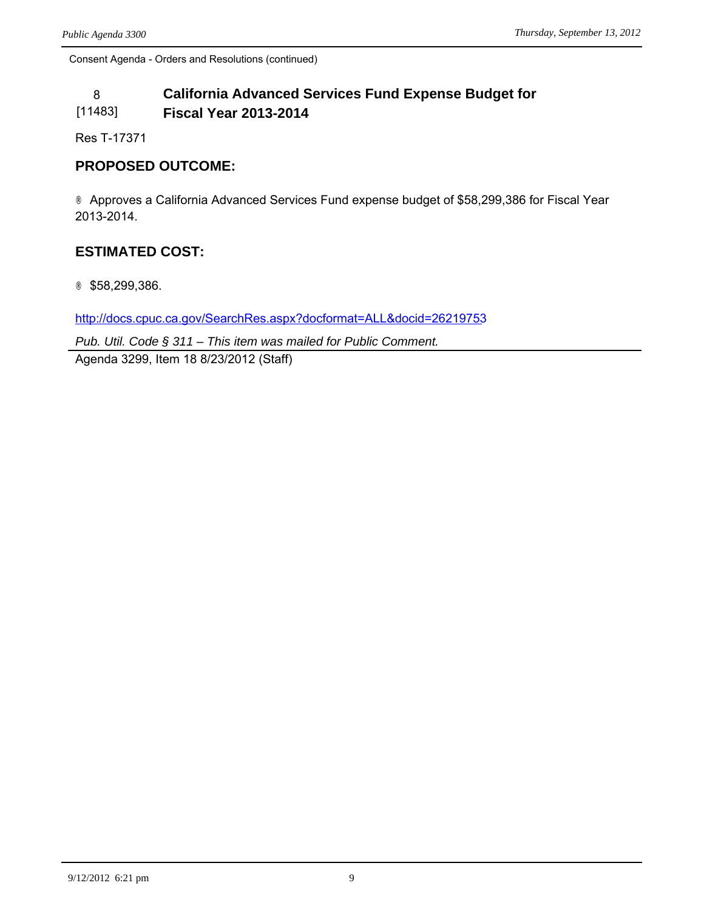Consent Agenda - Orders and Resolutions (continued)

**8** **California Advanced Services Fund Expense Budget for**
**[11483]** **Fiscal Year 2013-2014**

Res T-17371

## PROPOSED OUTCOME:

® Approves a California Advanced Services Fund expense budget of $58,299,386 for Fiscal Year 2013-2014.

## ESTIMATED COST:

® $58,299,386.

http://docs.cpuc.ca.gov/SearchRes.aspx?docformat=ALL&docid=262197533

*Pub. Util. Code § 311 – This item was mailed for Public Comment.*

Agenda 3299, Item 18 8/23/2012 (Staff)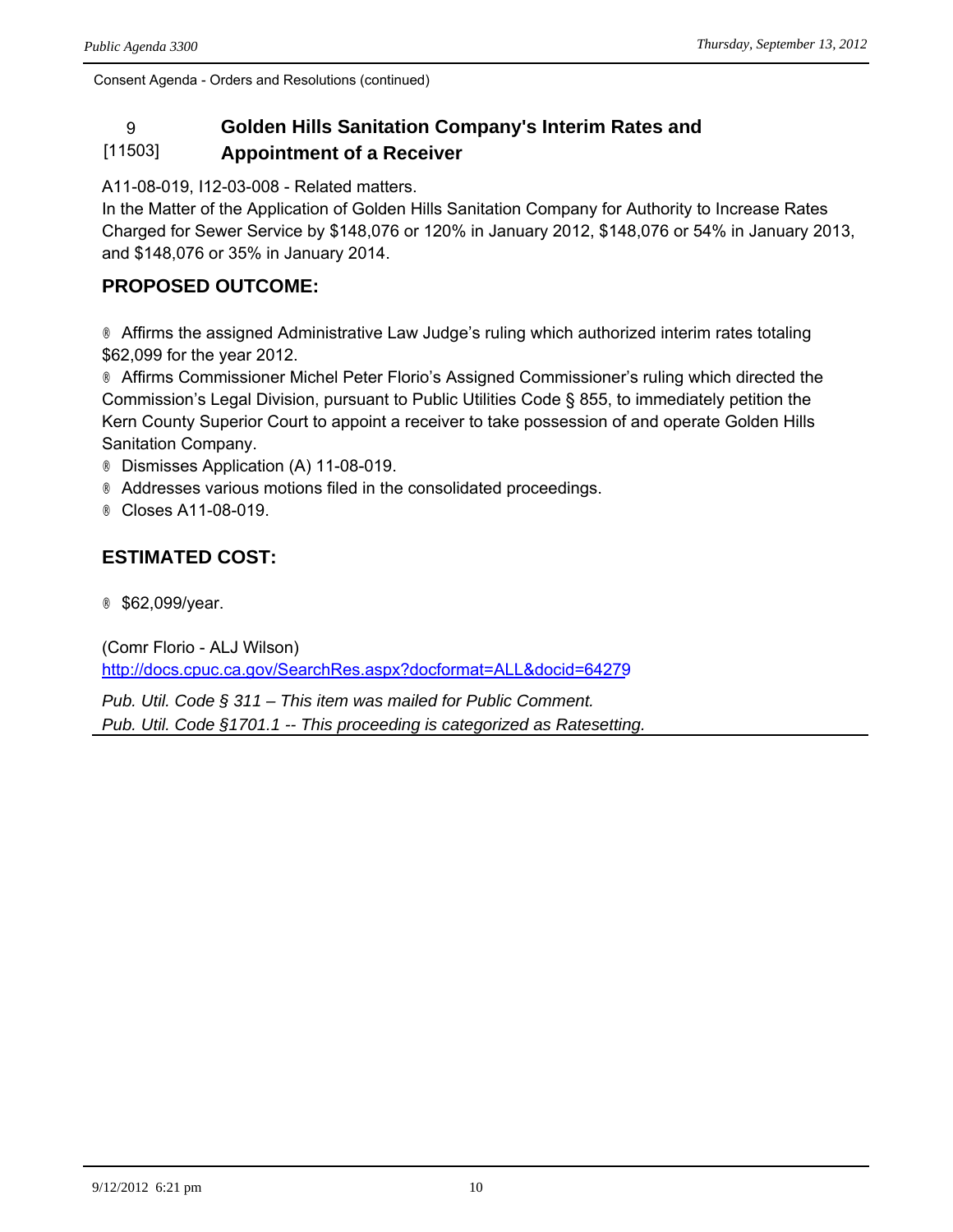Consent Agenda - Orders and Resolutions (continued)

## 9 [11503] Golden Hills Sanitation Company's Interim Rates and Appointment of a Receiver

A11-08-019, I12-03-008 - Related matters.
In the Matter of the Application of Golden Hills Sanitation Company for Authority to Increase Rates Charged for Sewer Service by $148,076 or 120% in January 2012, $148,076 or 54% in January 2013, and $148,076 or 35% in January 2014.

### PROPOSED OUTCOME:

- Affirms the assigned Administrative Law Judge's ruling which authorized interim rates totaling $62,099 for the year 2012.
- Affirms Commissioner Michel Peter Florio's Assigned Commissioner's ruling which directed the Commission's Legal Division, pursuant to Public Utilities Code § 855, to immediately petition the Kern County Superior Court to appoint a receiver to take possession of and operate Golden Hills Sanitation Company.
- Dismisses Application (A) 11-08-019.
- Addresses various motions filed in the consolidated proceedings.
- Closes A11-08-019.

### ESTIMATED COST:

- $62,099/year.

(Comr Florio - ALJ Wilson)
http://docs.cpuc.ca.gov/SearchRes.aspx?docformat=ALL&docid=64279

*Pub. Util. Code § 311 – This item was mailed for Public Comment.*
*Pub. Util. Code §1701.1 -- This proceeding is categorized as Ratesetting.*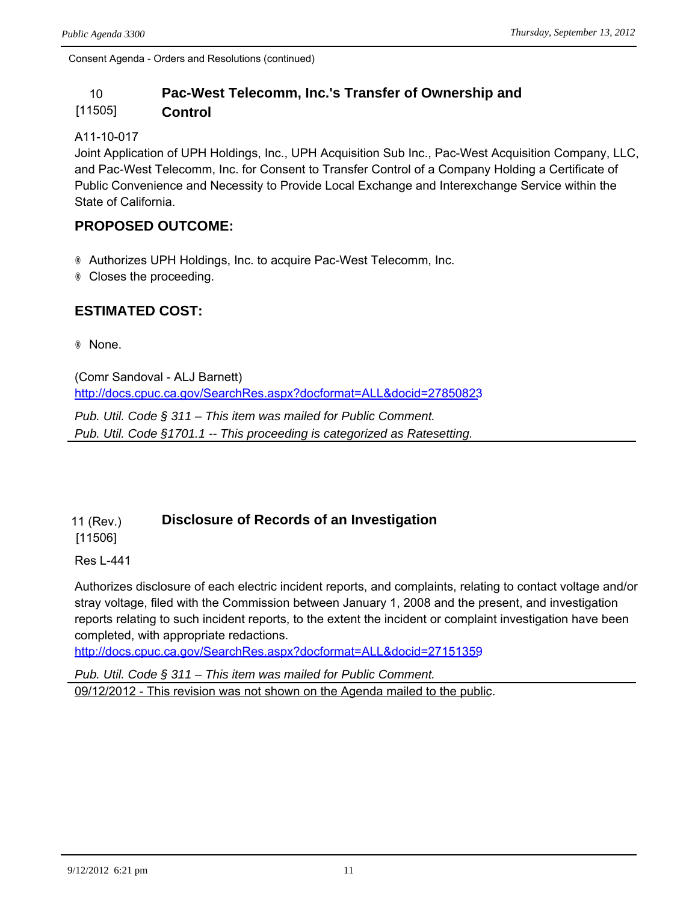Consent Agenda - Orders and Resolutions (continued)

## 10 [11505] Pac-West Telecomm, Inc.'s Transfer of Ownership and Control

A11-10-017

Joint Application of UPH Holdings, Inc., UPH Acquisition Sub Inc., Pac-West Acquisition Company, LLC, and Pac-West Telecomm, Inc. for Consent to Transfer Control of a Company Holding a Certificate of Public Convenience and Necessity to Provide Local Exchange and Interexchange Service within the State of California.

### PROPOSED OUTCOME:

- Authorizes UPH Holdings, Inc. to acquire Pac-West Telecomm, Inc.
- Closes the proceeding.

### ESTIMATED COST:

- None.

(Comr Sandoval - ALJ Barnett)
http://docs.cpuc.ca.gov/SearchRes.aspx?docformat=ALL&docid=27850823

*Pub. Util. Code § 311 – This item was mailed for Public Comment.*
*Pub. Util. Code §1701.1 -- This proceeding is categorized as Ratesetting.*

---

## 11 (Rev.) [11506] Disclosure of Records of an Investigation

Res L-441

Authorizes disclosure of each electric incident reports, and complaints, relating to contact voltage and/or stray voltage, filed with the Commission between January 1, 2008 and the present, and investigation reports relating to such incident reports, to the extent the incident or complaint investigation have been completed, with appropriate redactions.
http://docs.cpuc.ca.gov/SearchRes.aspx?docformat=ALL&docid=27151359

*Pub. Util. Code § 311 – This item was mailed for Public Comment.*

09/12/2012 - This revision was not shown on the Agenda mailed to the public.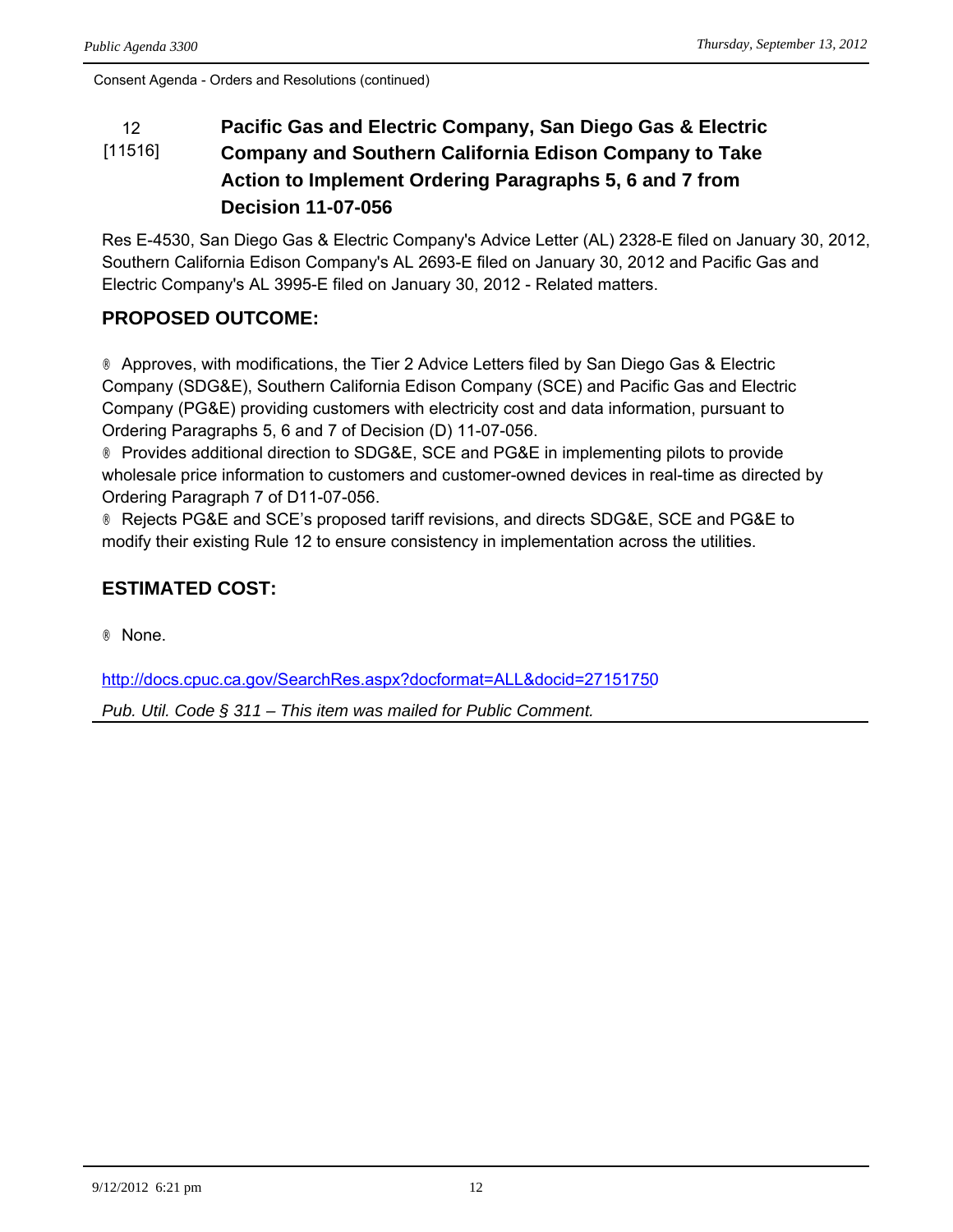Consent Agenda - Orders and Resolutions (continued)

## 12 [11516] Pacific Gas and Electric Company, San Diego Gas & Electric Company and Southern California Edison Company to Take Action to Implement Ordering Paragraphs 5, 6 and 7 from Decision 11-07-056

Res E-4530, San Diego Gas & Electric Company's Advice Letter (AL) 2328-E filed on January 30, 2012, Southern California Edison Company's AL 2693-E filed on January 30, 2012 and Pacific Gas and Electric Company's AL 3995-E filed on January 30, 2012 - Related matters.

### PROPOSED OUTCOME:

® Approves, with modifications, the Tier 2 Advice Letters filed by San Diego Gas & Electric Company (SDG&E), Southern California Edison Company (SCE) and Pacific Gas and Electric Company (PG&E) providing customers with electricity cost and data information, pursuant to Ordering Paragraphs 5, 6 and 7 of Decision (D) 11-07-056.

® Provides additional direction to SDG&E, SCE and PG&E in implementing pilots to provide wholesale price information to customers and customer-owned devices in real-time as directed by Ordering Paragraph 7 of D11-07-056.

® Rejects PG&E and SCE's proposed tariff revisions, and directs SDG&E, SCE and PG&E to modify their existing Rule 12 to ensure consistency in implementation across the utilities.

### ESTIMATED COST:

® None.

http://docs.cpuc.ca.gov/SearchRes.aspx?docformat=ALL&docid=271517500

*Pub. Util. Code § 311 – This item was mailed for Public Comment.*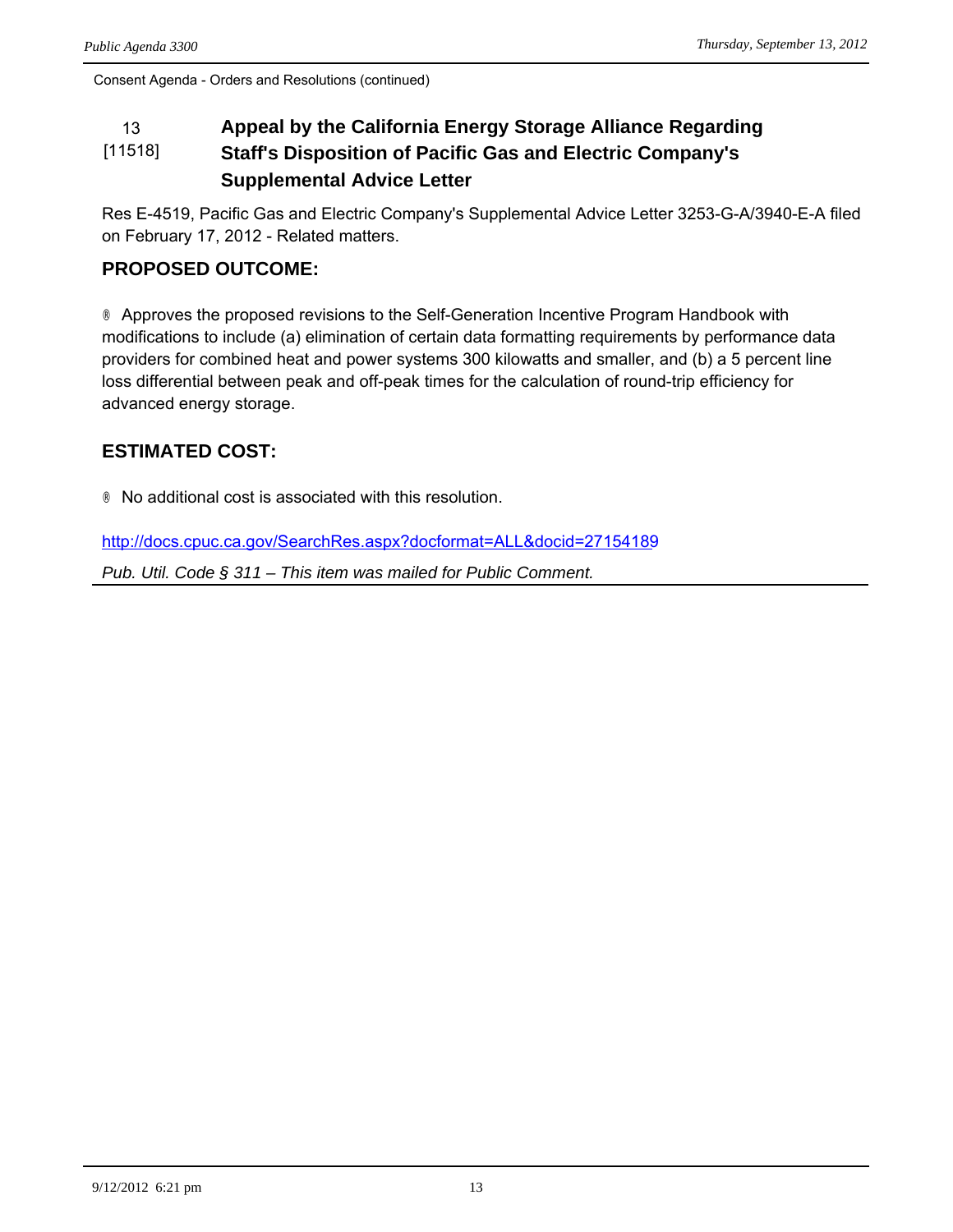Consent Agenda - Orders and Resolutions (continued)

## 13 [11518] Appeal by the California Energy Storage Alliance Regarding Staff's Disposition of Pacific Gas and Electric Company's Supplemental Advice Letter

Res E-4519, Pacific Gas and Electric Company's Supplemental Advice Letter 3253-G-A/3940-E-A filed on February 17, 2012 - Related matters.

### PROPOSED OUTCOME:

® Approves the proposed revisions to the Self-Generation Incentive Program Handbook with modifications to include (a) elimination of certain data formatting requirements by performance data providers for combined heat and power systems 300 kilowatts and smaller, and (b) a 5 percent line loss differential between peak and off-peak times for the calculation of round-trip efficiency for advanced energy storage.

### ESTIMATED COST:

® No additional cost is associated with this resolution.

http://docs.cpuc.ca.gov/SearchRes.aspx?docformat=ALL&docid=271541889

*Pub. Util. Code § 311 – This item was mailed for Public Comment.*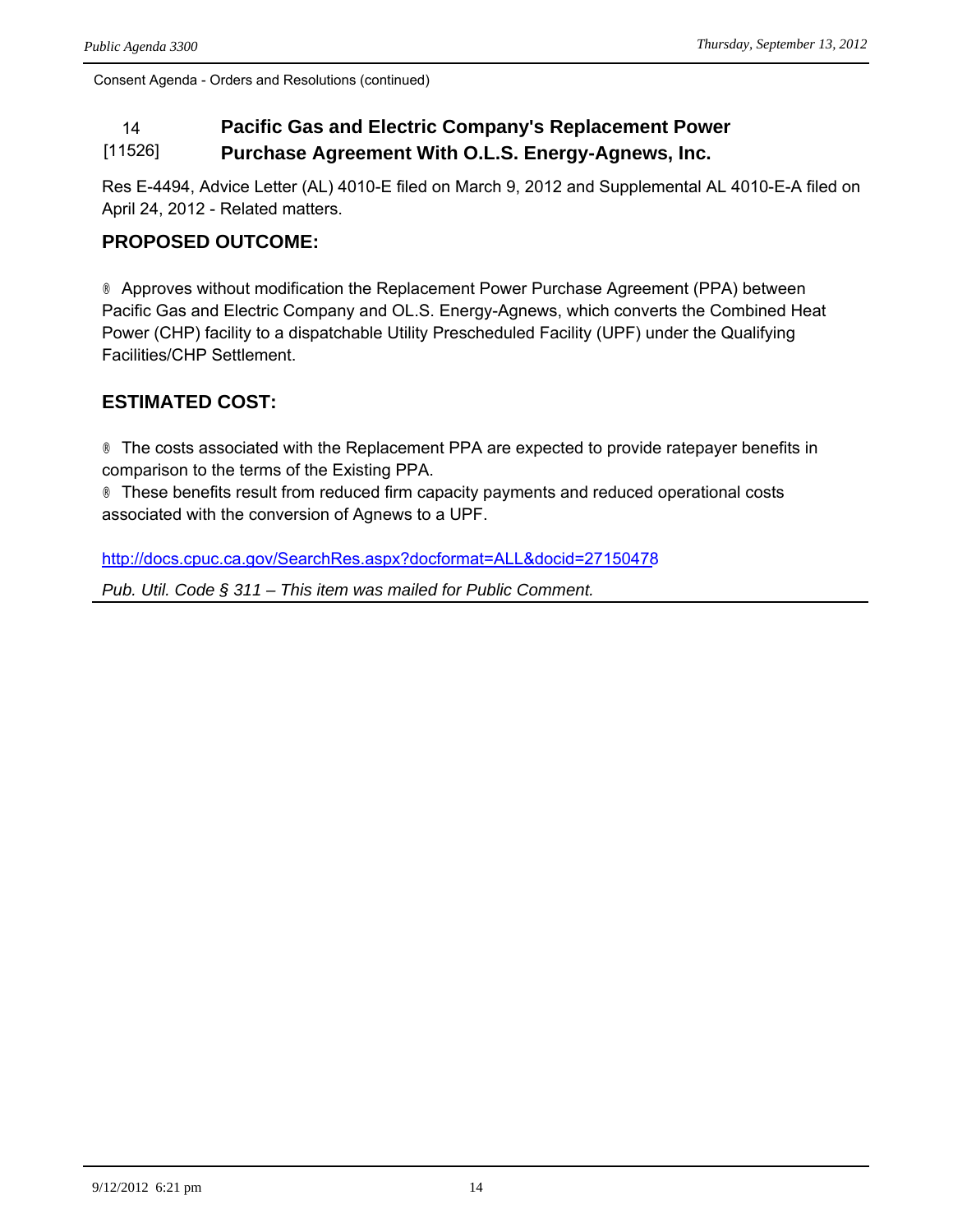Consent Agenda - Orders and Resolutions (continued)

### 14 [11526] Pacific Gas and Electric Company's Replacement Power Purchase Agreement With O.L.S. Energy-Agnews, Inc.

Res E-4494, Advice Letter (AL) 4010-E filed on March 9, 2012 and Supplemental AL 4010-E-A filed on April 24, 2012 - Related matters.

## PROPOSED OUTCOME:

® Approves without modification the Replacement Power Purchase Agreement (PPA) between Pacific Gas and Electric Company and OL.S. Energy-Agnews, which converts the Combined Heat Power (CHP) facility to a dispatchable Utility Prescheduled Facility (UPF) under the Qualifying Facilities/CHP Settlement.

## ESTIMATED COST:

® The costs associated with the Replacement PPA are expected to provide ratepayer benefits in comparison to the terms of the Existing PPA.
® These benefits result from reduced firm capacity payments and reduced operational costs associated with the conversion of Agnews to a UPF.

http://docs.cpuc.ca.gov/SearchRes.aspx?docformat=ALL&docid=27150478

*Pub. Util. Code § 311 – This item was mailed for Public Comment.*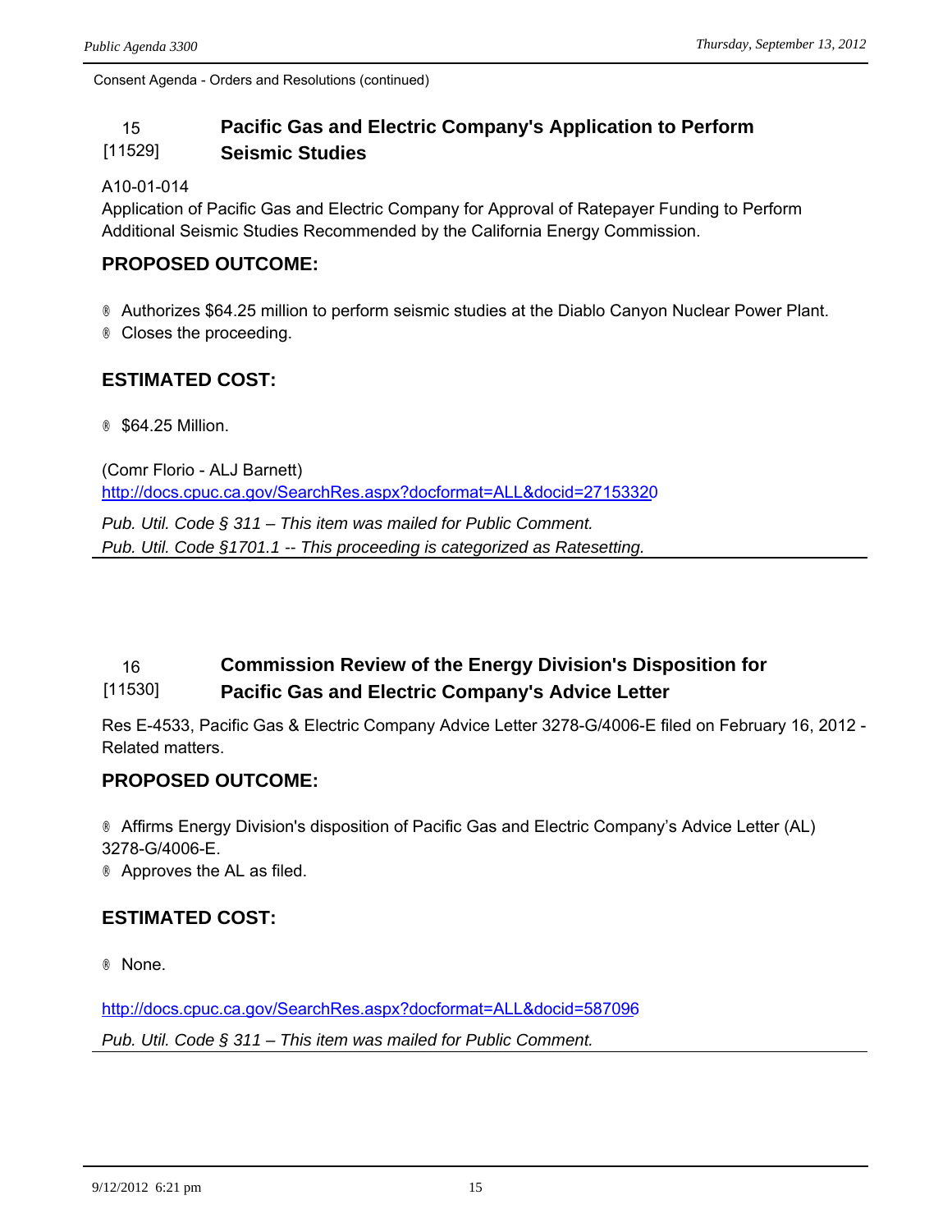Consent Agenda - Orders and Resolutions (continued)

## 15 [11529] Pacific Gas and Electric Company's Application to Perform Seismic Studies

A10-01-014

Application of Pacific Gas and Electric Company for Approval of Ratepayer Funding to Perform Additional Seismic Studies Recommended by the California Energy Commission.

### PROPOSED OUTCOME:

- Authorizes $64.25 million to perform seismic studies at the Diablo Canyon Nuclear Power Plant.
- Closes the proceeding.

### ESTIMATED COST:

- $64.25 Million.

(Comr Florio - ALJ Barnett)

http://docs.cpuc.ca.gov/SearchRes.aspx?docformat=ALL&docid=27153320

*Pub. Util. Code § 311 – This item was mailed for Public Comment.*

*Pub. Util. Code §1701.1 -- This proceeding is categorized as Ratesetting.*

## 16 [11530] Commission Review of the Energy Division's Disposition for Pacific Gas and Electric Company's Advice Letter

Res E-4533, Pacific Gas & Electric Company Advice Letter 3278-G/4006-E filed on February 16, 2012 - Related matters.

### PROPOSED OUTCOME:

- Affirms Energy Division's disposition of Pacific Gas and Electric Company's Advice Letter (AL) 3278-G/4006-E.
- Approves the AL as filed.

### ESTIMATED COST:

- None.

http://docs.cpuc.ca.gov/SearchRes.aspx?docformat=ALL&docid=587096

*Pub. Util. Code § 311 – This item was mailed for Public Comment.*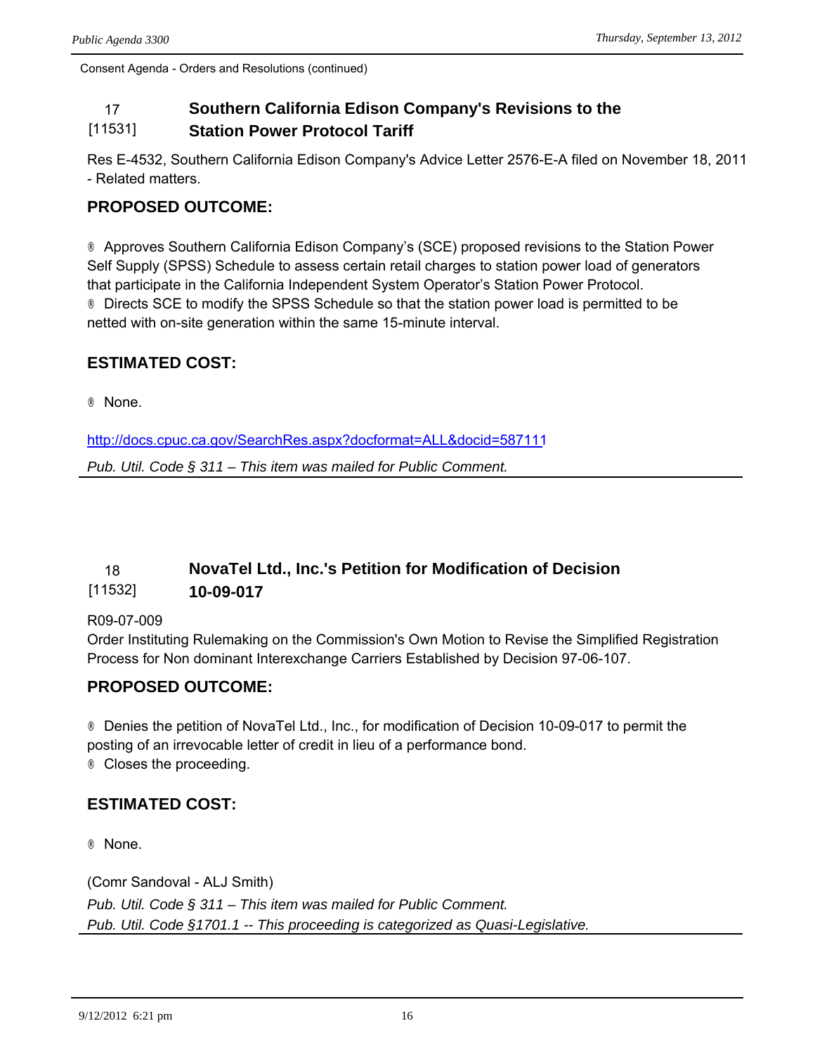Consent Agenda - Orders and Resolutions (continued)

## 17 [11531] Southern California Edison Company's Revisions to the Station Power Protocol Tariff

Res E-4532, Southern California Edison Company's Advice Letter 2576-E-A filed on November 18, 2011 - Related matters.

### PROPOSED OUTCOME:

® Approves Southern California Edison Company's (SCE) proposed revisions to the Station Power Self Supply (SPSS) Schedule to assess certain retail charges to station power load of generators that participate in the California Independent System Operator's Station Power Protocol.
® Directs SCE to modify the SPSS Schedule so that the station power load is permitted to be netted with on-site generation within the same 15-minute interval.

### ESTIMATED COST:

® None.

http://docs.cpuc.ca.gov/SearchRes.aspx?docformat=ALL&docid=587111

*Pub. Util. Code § 311 – This item was mailed for Public Comment.*

---

## 18 [11532] NovaTel Ltd., Inc.'s Petition for Modification of Decision 10-09-017

R09-07-009
Order Instituting Rulemaking on the Commission's Own Motion to Revise the Simplified Registration Process for Non dominant Interexchange Carriers Established by Decision 97-06-107.

### PROPOSED OUTCOME:

® Denies the petition of NovaTel Ltd., Inc., for modification of Decision 10-09-017 to permit the posting of an irrevocable letter of credit in lieu of a performance bond.
® Closes the proceeding.

### ESTIMATED COST:

® None.

(Comr Sandoval - ALJ Smith)
*Pub. Util. Code § 311 – This item was mailed for Public Comment.*
*Pub. Util. Code §1701.1 -- This proceeding is categorized as Quasi-Legislative.*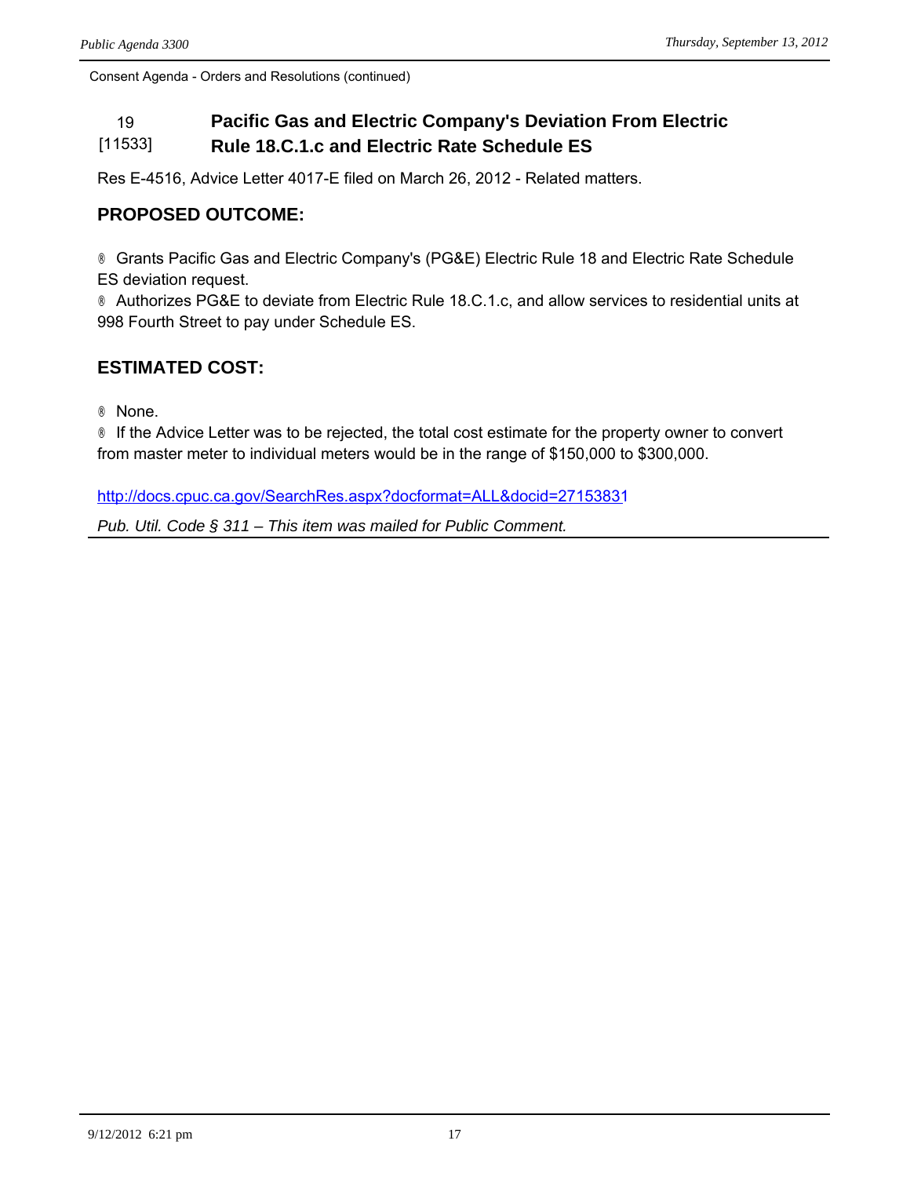Consent Agenda - Orders and Resolutions (continued)

### 19 [11533] Pacific Gas and Electric Company's Deviation From Electric Rule 18.C.1.c and Electric Rate Schedule ES

Res E-4516, Advice Letter 4017-E filed on March 26, 2012 - Related matters.

**PROPOSED OUTCOME:**

® Grants Pacific Gas and Electric Company's (PG&E) Electric Rule 18 and Electric Rate Schedule ES deviation request.
® Authorizes PG&E to deviate from Electric Rule 18.C.1.c, and allow services to residential units at 998 Fourth Street to pay under Schedule ES.

**ESTIMATED COST:**

® None.
® If the Advice Letter was to be rejected, the total cost estimate for the property owner to convert from master meter to individual meters would be in the range of $150,000 to $300,000.

http://docs.cpuc.ca.gov/SearchRes.aspx?docformat=ALL&docid=27153831

*Pub. Util. Code § 311 – This item was mailed for Public Comment.*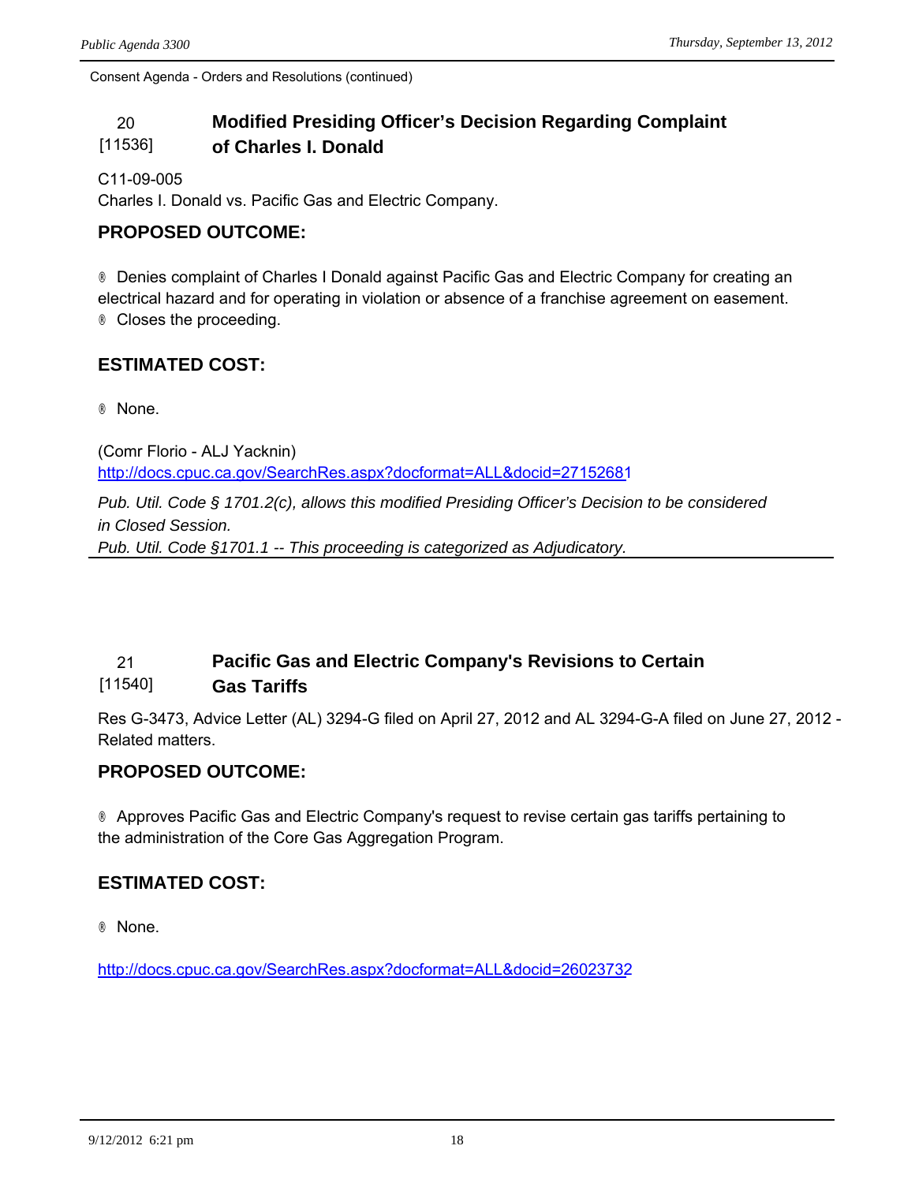Consent Agenda - Orders and Resolutions (continued)

## 20 [11536] Modified Presiding Officer's Decision Regarding Complaint of Charles I. Donald

C11-09-005
Charles I. Donald vs. Pacific Gas and Electric Company.

### PROPOSED OUTCOME:

® Denies complaint of Charles I Donald against Pacific Gas and Electric Company for creating an electrical hazard and for operating in violation or absence of a franchise agreement on easement.
® Closes the proceeding.

### ESTIMATED COST:

® None.

(Comr Florio - ALJ Yacknin)
http://docs.cpuc.ca.gov/SearchRes.aspx?docformat=ALL&docid=27152681

*Pub. Util. Code § 1701.2(c), allows this modified Presiding Officer's Decision to be considered in Closed Session.*
*Pub. Util. Code §1701.1 -- This proceeding is categorized as Adjudicatory.*

---

## 21 [11540] Pacific Gas and Electric Company's Revisions to Certain Gas Tariffs

Res G-3473, Advice Letter (AL) 3294-G filed on April 27, 2012 and AL 3294-G-A filed on June 27, 2012 - Related matters.

### PROPOSED OUTCOME:

® Approves Pacific Gas and Electric Company's request to revise certain gas tariffs pertaining to the administration of the Core Gas Aggregation Program.

### ESTIMATED COST:

® None.

http://docs.cpuc.ca.gov/SearchRes.aspx?docformat=ALL&docid=26023732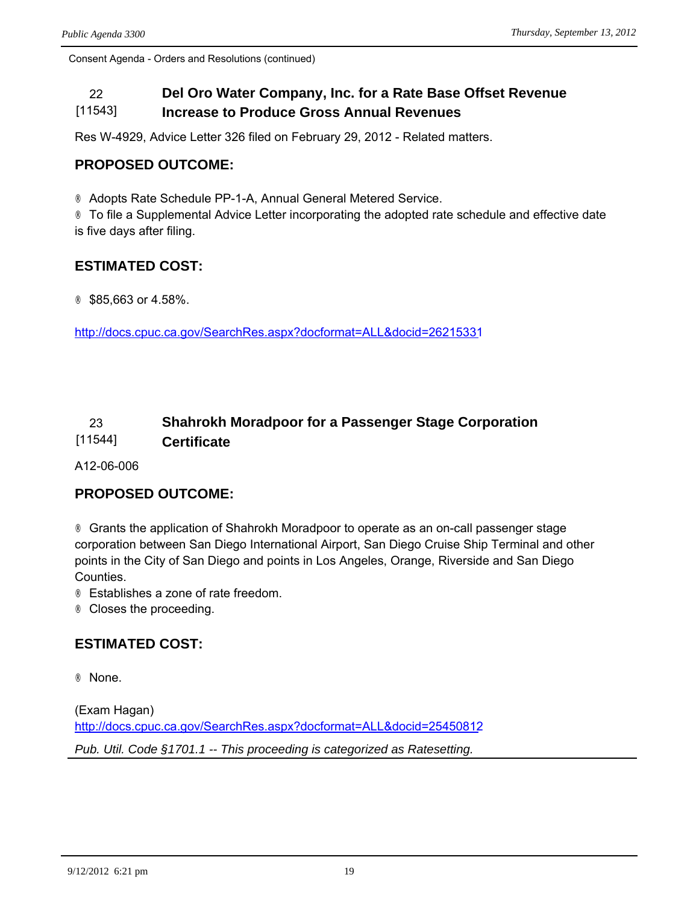Consent Agenda - Orders and Resolutions (continued)

## 22 [11543] Del Oro Water Company, Inc. for a Rate Base Offset Revenue Increase to Produce Gross Annual Revenues

Res W-4929, Advice Letter 326 filed on February 29, 2012 - Related matters.

### PROPOSED OUTCOME:

® Adopts Rate Schedule PP-1-A, Annual General Metered Service.
® To file a Supplemental Advice Letter incorporating the adopted rate schedule and effective date is five days after filing.

### ESTIMATED COST:

® $85,663 or 4.58%.

http://docs.cpuc.ca.gov/SearchRes.aspx?docformat=ALL&docid=26215331

## 23 [11544] Shahrokh Moradpoor for a Passenger Stage Corporation Certificate

A12-06-006

### PROPOSED OUTCOME:

® Grants the application of Shahrokh Moradpoor to operate as an on-call passenger stage corporation between San Diego International Airport, San Diego Cruise Ship Terminal and other points in the City of San Diego and points in Los Angeles, Orange, Riverside and San Diego Counties.
® Establishes a zone of rate freedom.
® Closes the proceeding.

### ESTIMATED COST:

® None.

(Exam Hagan)
http://docs.cpuc.ca.gov/SearchRes.aspx?docformat=ALL&docid=25450812

*Pub. Util. Code §1701.1 -- This proceeding is categorized as Ratesetting.*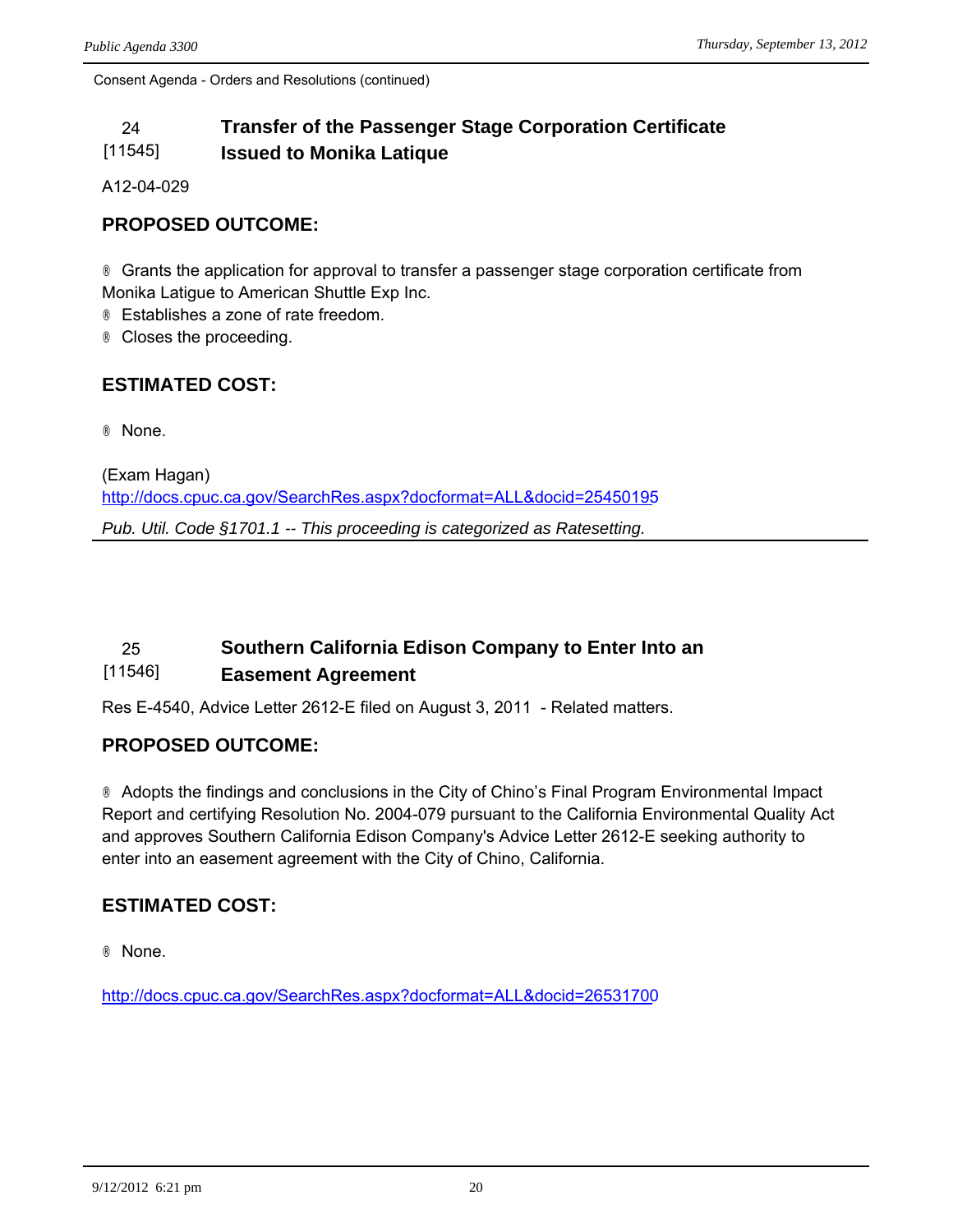Consent Agenda - Orders and Resolutions (continued)

## 24 [11545] Transfer of the Passenger Stage Corporation Certificate Issued to Monika Latique

A12-04-029

### PROPOSED OUTCOME:

® Grants the application for approval to transfer a passenger stage corporation certificate from Monika Latigue to American Shuttle Exp Inc.
® Establishes a zone of rate freedom.
® Closes the proceeding.

### ESTIMATED COST:

® None.

(Exam Hagan)
http://docs.cpuc.ca.gov/SearchRes.aspx?docformat=ALL&docid=25450195

*Pub. Util. Code §1701.1 -- This proceeding is categorized as Ratesetting.*

---

## 25 [11546] Southern California Edison Company to Enter Into an Easement Agreement

Res E-4540, Advice Letter 2612-E filed on August 3, 2011 - Related matters.

### PROPOSED OUTCOME:

® Adopts the findings and conclusions in the City of Chino's Final Program Environmental Impact Report and certifying Resolution No. 2004-079 pursuant to the California Environmental Quality Act and approves Southern California Edison Company's Advice Letter 2612-E seeking authority to enter into an easement agreement with the City of Chino, California.

### ESTIMATED COST:

® None.

http://docs.cpuc.ca.gov/SearchRes.aspx?docformat=ALL&docid=26531700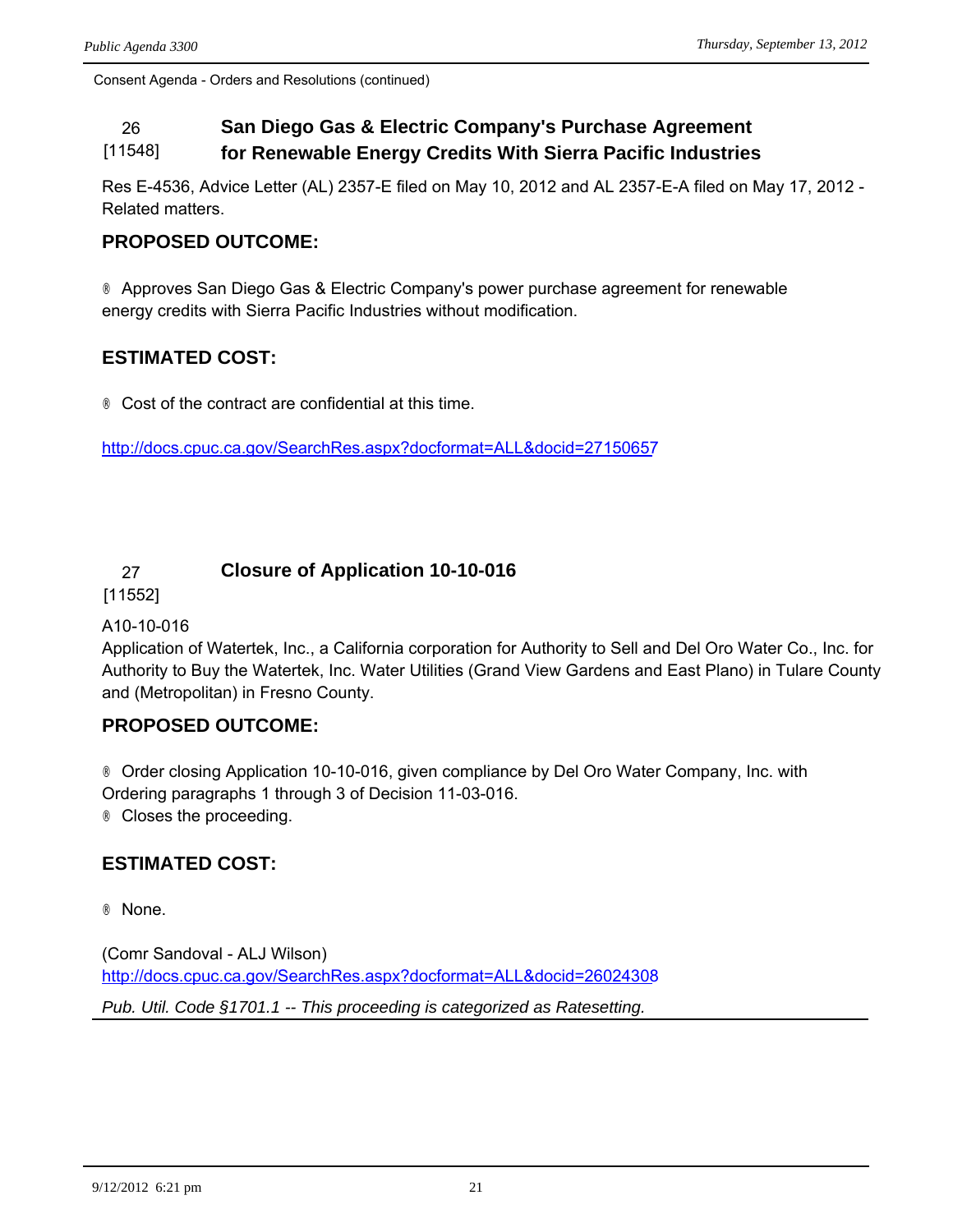Consent Agenda - Orders and Resolutions (continued)

## 26 [11548] San Diego Gas & Electric Company's Purchase Agreement for Renewable Energy Credits With Sierra Pacific Industries

Res E-4536, Advice Letter (AL) 2357-E filed on May 10, 2012 and AL 2357-E-A filed on May 17, 2012 - Related matters.

### PROPOSED OUTCOME:

® Approves San Diego Gas & Electric Company's power purchase agreement for renewable energy credits with Sierra Pacific Industries without modification.

### ESTIMATED COST:

® Cost of the contract are confidential at this time.

http://docs.cpuc.ca.gov/SearchRes.aspx?docformat=ALL&docid=27150657

## 27 [11552] Closure of Application 10-10-016

A10-10-016
Application of Watertek, Inc., a California corporation for Authority to Sell and Del Oro Water Co., Inc. for Authority to Buy the Watertek, Inc. Water Utilities (Grand View Gardens and East Plano) in Tulare County and (Metropolitan) in Fresno County.

### PROPOSED OUTCOME:

® Order closing Application 10-10-016, given compliance by Del Oro Water Company, Inc. with Ordering paragraphs 1 through 3 of Decision 11-03-016.
® Closes the proceeding.

### ESTIMATED COST:

® None.

(Comr Sandoval - ALJ Wilson)
http://docs.cpuc.ca.gov/SearchRes.aspx?docformat=ALL&docid=26024308

*Pub. Util. Code §1701.1 -- This proceeding is categorized as Ratesetting.*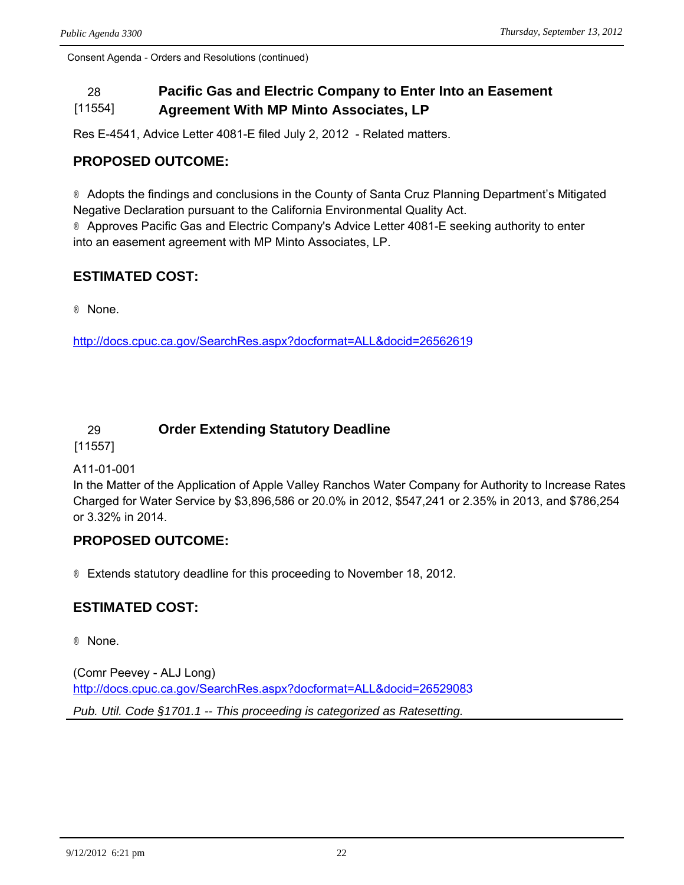Consent Agenda - Orders and Resolutions (continued)

## 28 [11554] Pacific Gas and Electric Company to Enter Into an Easement Agreement With MP Minto Associates, LP

Res E-4541, Advice Letter 4081-E filed July 2, 2012 - Related matters.

### PROPOSED OUTCOME:

® Adopts the findings and conclusions in the County of Santa Cruz Planning Department's Mitigated Negative Declaration pursuant to the California Environmental Quality Act.
® Approves Pacific Gas and Electric Company's Advice Letter 4081-E seeking authority to enter into an easement agreement with MP Minto Associates, LP.

### ESTIMATED COST:

® None.

http://docs.cpuc.ca.gov/SearchRes.aspx?docformat=ALL&docid=26562619

## 29 [11557] Order Extending Statutory Deadline

A11-01-001
In the Matter of the Application of Apple Valley Ranchos Water Company for Authority to Increase Rates Charged for Water Service by $3,896,586 or 20.0% in 2012, $547,241 or 2.35% in 2013, and $786,254 or 3.32% in 2014.

### PROPOSED OUTCOME:

® Extends statutory deadline for this proceeding to November 18, 2012.

### ESTIMATED COST:

® None.

(Comr Peevey - ALJ Long)
http://docs.cpuc.ca.gov/SearchRes.aspx?docformat=ALL&docid=26529083

*Pub. Util. Code §1701.1 -- This proceeding is categorized as Ratesetting.*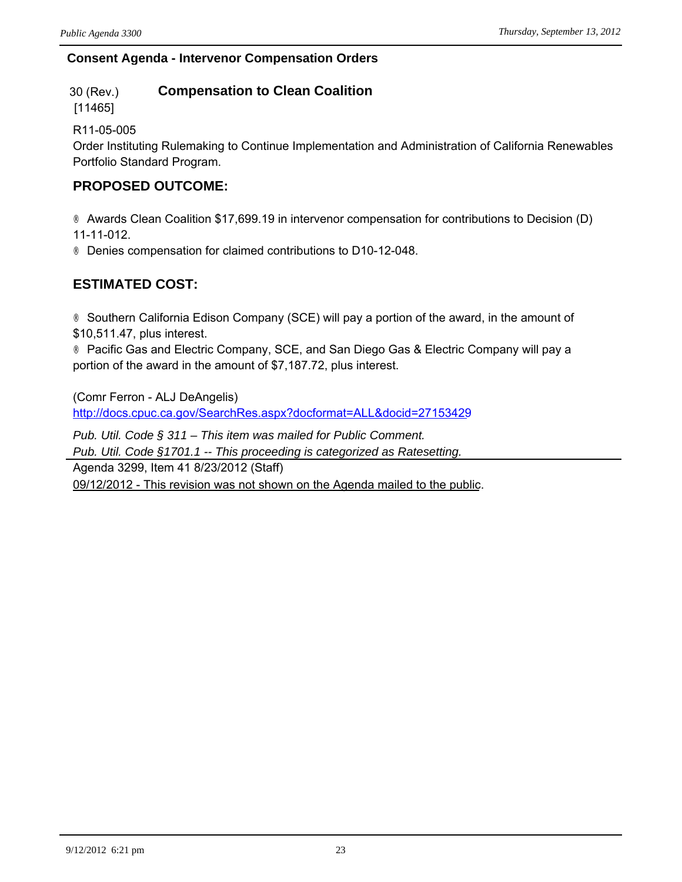**Consent Agenda - Intervenor Compensation Orders**

30 (Rev.) **Compensation to Clean Coalition**
[11465]

R11-05-005
Order Instituting Rulemaking to Continue Implementation and Administration of California Renewables Portfolio Standard Program.

## PROPOSED OUTCOME:

- Awards Clean Coalition $17,699.19 in intervenor compensation for contributions to Decision (D) 11-11-012.
- Denies compensation for claimed contributions to D10-12-048.

## ESTIMATED COST:

- Southern California Edison Company (SCE) will pay a portion of the award, in the amount of $10,511.47, plus interest.
- Pacific Gas and Electric Company, SCE, and San Diego Gas & Electric Company will pay a portion of the award in the amount of $7,187.72, plus interest.

(Comr Ferron - ALJ DeAngelis)
http://docs.cpuc.ca.gov/SearchRes.aspx?docformat=ALL&docid=27153429

*Pub. Util. Code § 311 – This item was mailed for Public Comment.*
*Pub. Util. Code §1701.1 -- This proceeding is categorized as Ratesetting.*

Agenda 3299, Item 41 8/23/2012 (Staff)
09/12/2012 - This revision was not shown on the Agenda mailed to the public.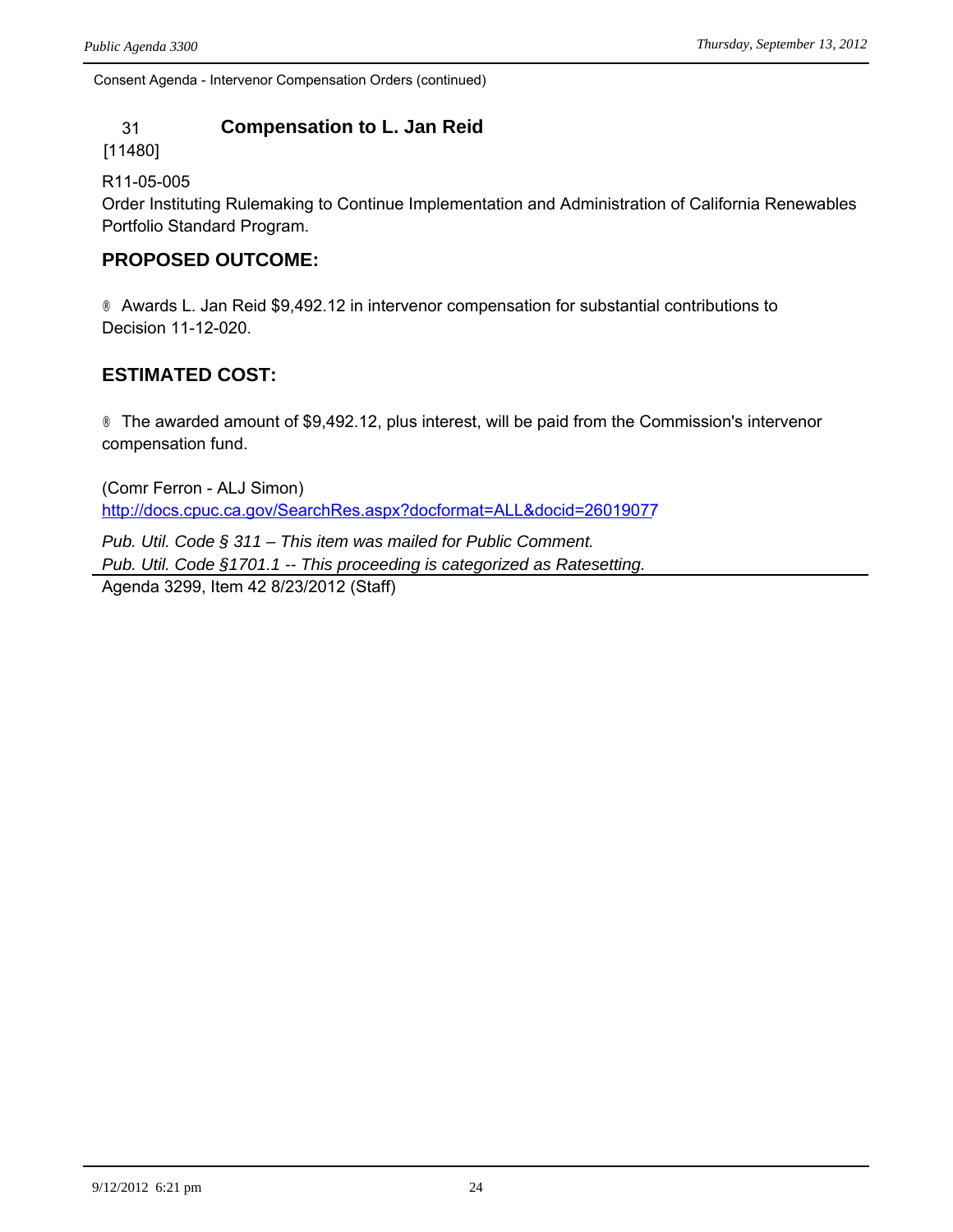Consent Agenda - Intervenor Compensation Orders (continued)

## 31 Compensation to L. Jan Reid

[11480]

R11-05-005

Order Instituting Rulemaking to Continue Implementation and Administration of California Renewables Portfolio Standard Program.

### PROPOSED OUTCOME:

® Awards L. Jan Reid $9,492.12 in intervenor compensation for substantial contributions to Decision 11-12-020.

### ESTIMATED COST:

® The awarded amount of $9,492.12, plus interest, will be paid from the Commission's intervenor compensation fund.

(Comr Ferron - ALJ Simon)
http://docs.cpuc.ca.gov/SearchRes.aspx?docformat=ALL&docid=26019077

*Pub. Util. Code § 311 – This item was mailed for Public Comment.*
*Pub. Util. Code §1701.1 -- This proceeding is categorized as Ratesetting.*

Agenda 3299, Item 42 8/23/2012 (Staff)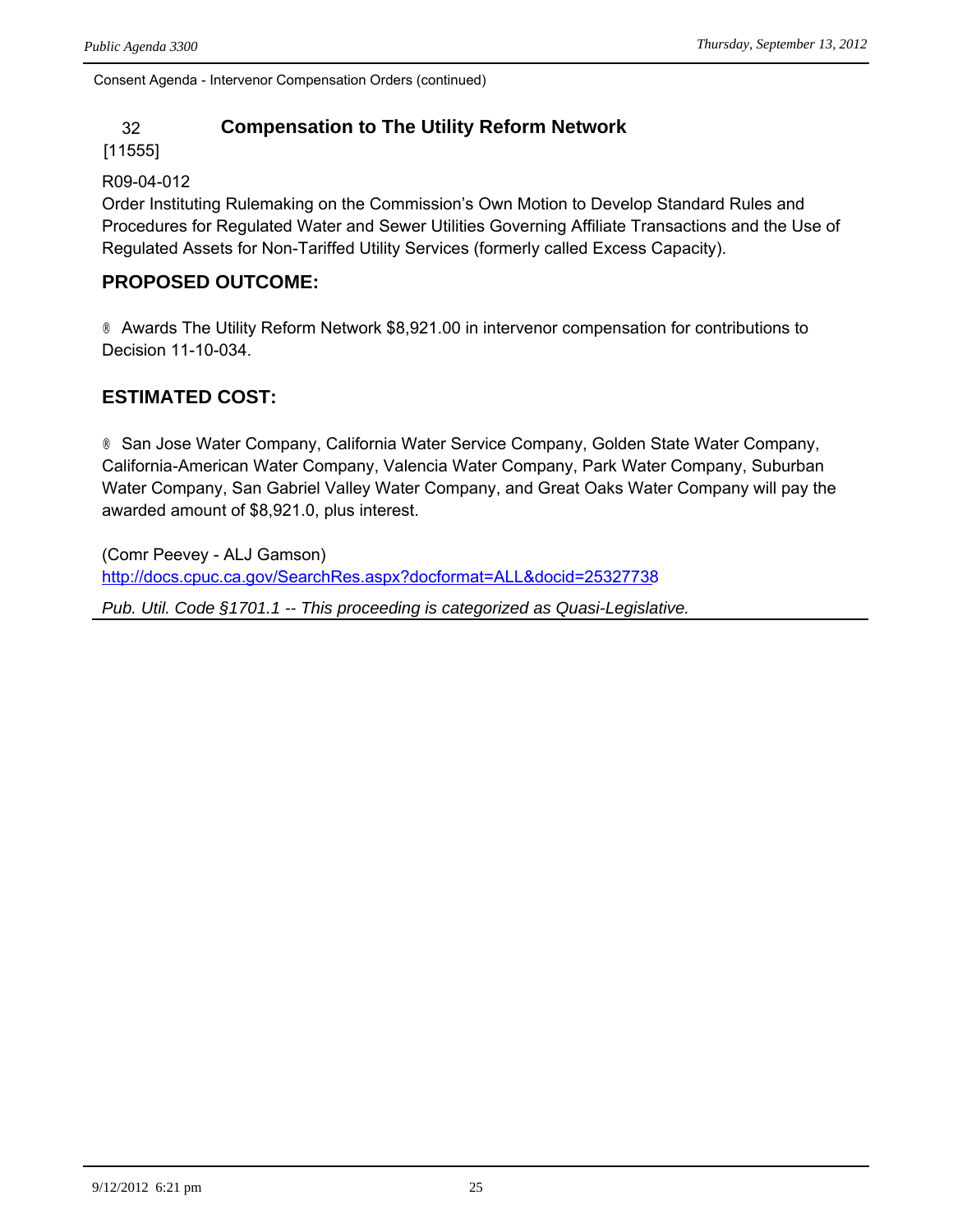Consent Agenda - Intervenor Compensation Orders (continued)

## 32 [11555] Compensation to The Utility Reform Network

R09-04-012
Order Instituting Rulemaking on the Commission's Own Motion to Develop Standard Rules and Procedures for Regulated Water and Sewer Utilities Governing Affiliate Transactions and the Use of Regulated Assets for Non-Tariffed Utility Services (formerly called Excess Capacity).

### PROPOSED OUTCOME:

® Awards The Utility Reform Network $8,921.00 in intervenor compensation for contributions to Decision 11-10-034.

### ESTIMATED COST:

® San Jose Water Company, California Water Service Company, Golden State Water Company, California-American Water Company, Valencia Water Company, Park Water Company, Suburban Water Company, San Gabriel Valley Water Company, and Great Oaks Water Company will pay the awarded amount of $8,921.0, plus interest.

(Comr Peevey - ALJ Gamson)
http://docs.cpuc.ca.gov/SearchRes.aspx?docformat=ALL&docid=25327738

*Pub. Util. Code §1701.1 -- This proceeding is categorized as Quasi-Legislative.*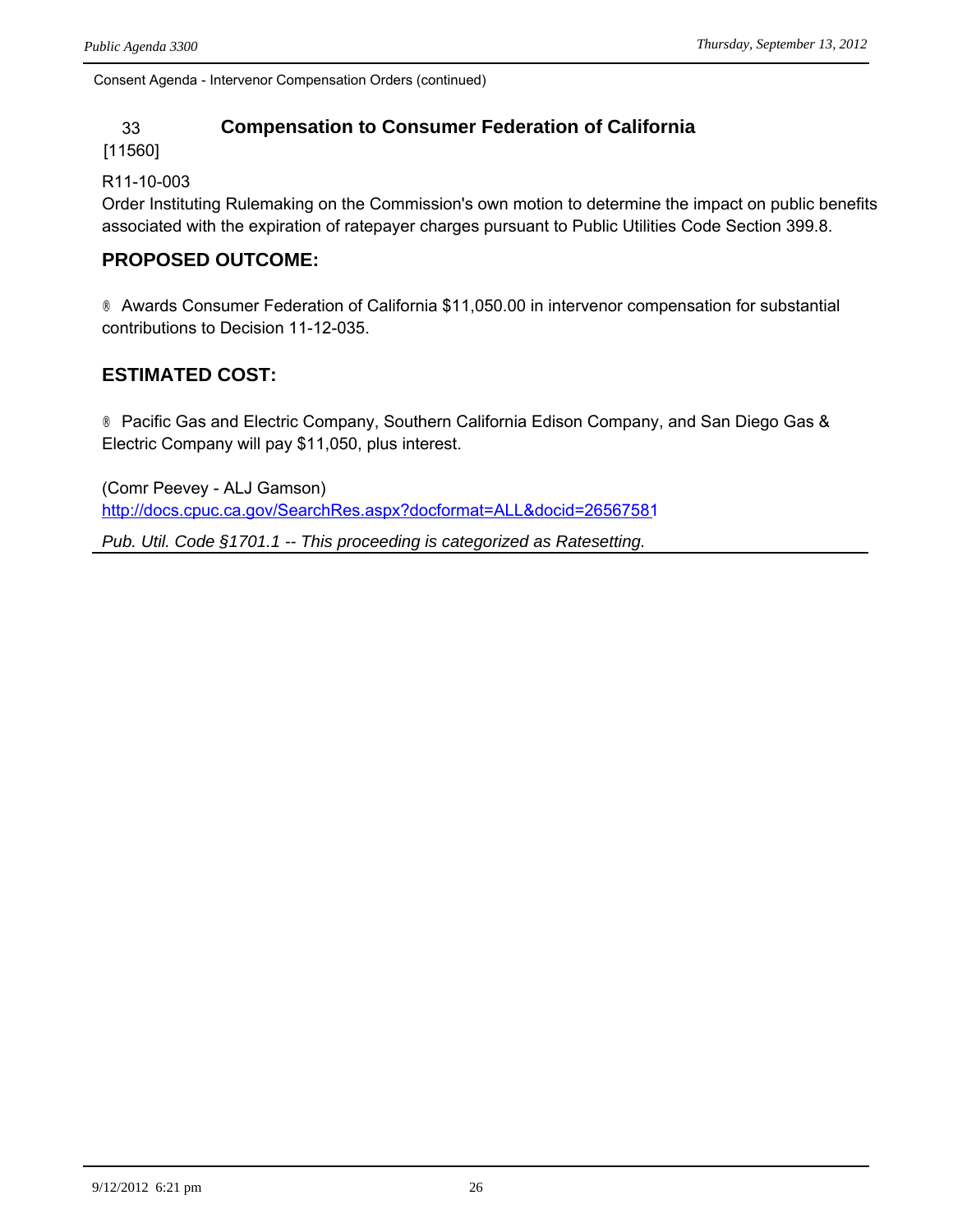Consent Agenda - Intervenor Compensation Orders (continued)

## 33 [11560] Compensation to Consumer Federation of California

R11-10-003

Order Instituting Rulemaking on the Commission's own motion to determine the impact on public benefits associated with the expiration of ratepayer charges pursuant to Public Utilities Code Section 399.8.

### PROPOSED OUTCOME:

® Awards Consumer Federation of California $11,050.00 in intervenor compensation for substantial contributions to Decision 11-12-035.

### ESTIMATED COST:

® Pacific Gas and Electric Company, Southern California Edison Company, and San Diego Gas & Electric Company will pay $11,050, plus interest.

(Comr Peevey - ALJ Gamson)
http://docs.cpuc.ca.gov/SearchRes.aspx?docformat=ALL&docid=26567581

*Pub. Util. Code §1701.1 -- This proceeding is categorized as Ratesetting.*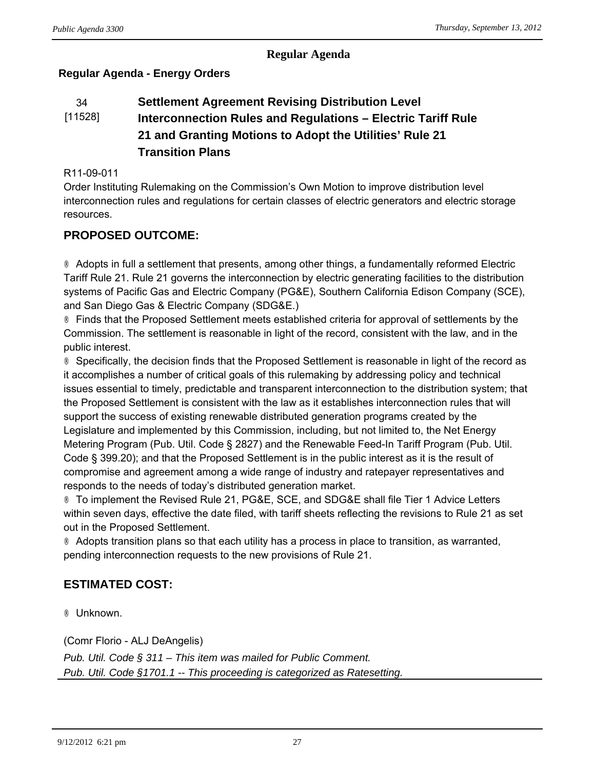## Regular Agenda

### Regular Agenda - Energy Orders

34 [11528] **Settlement Agreement Revising Distribution Level Interconnection Rules and Regulations – Electric Tariff Rule 21 and Granting Motions to Adopt the Utilities' Rule 21 Transition Plans**

R11-09-011

Order Instituting Rulemaking on the Commission's Own Motion to improve distribution level interconnection rules and regulations for certain classes of electric generators and electric storage resources.

### PROPOSED OUTCOME:

® Adopts in full a settlement that presents, among other things, a fundamentally reformed Electric Tariff Rule 21. Rule 21 governs the interconnection by electric generating facilities to the distribution systems of Pacific Gas and Electric Company (PG&E), Southern California Edison Company (SCE), and San Diego Gas & Electric Company (SDG&E.)

® Finds that the Proposed Settlement meets established criteria for approval of settlements by the Commission. The settlement is reasonable in light of the record, consistent with the law, and in the public interest.

® Specifically, the decision finds that the Proposed Settlement is reasonable in light of the record as it accomplishes a number of critical goals of this rulemaking by addressing policy and technical issues essential to timely, predictable and transparent interconnection to the distribution system; that the Proposed Settlement is consistent with the law as it establishes interconnection rules that will support the success of existing renewable distributed generation programs created by the Legislature and implemented by this Commission, including, but not limited to, the Net Energy Metering Program (Pub. Util. Code § 2827) and the Renewable Feed-In Tariff Program (Pub. Util. Code § 399.20); and that the Proposed Settlement is in the public interest as it is the result of compromise and agreement among a wide range of industry and ratepayer representatives and responds to the needs of today's distributed generation market.

® To implement the Revised Rule 21, PG&E, SCE, and SDG&E shall file Tier 1 Advice Letters within seven days, effective the date filed, with tariff sheets reflecting the revisions to Rule 21 as set out in the Proposed Settlement.

® Adopts transition plans so that each utility has a process in place to transition, as warranted, pending interconnection requests to the new provisions of Rule 21.

### ESTIMATED COST:

® Unknown.

(Comr Florio - ALJ DeAngelis)

*Pub. Util. Code § 311 – This item was mailed for Public Comment.*

*Pub. Util. Code §1701.1 -- This proceeding is categorized as Ratesetting.*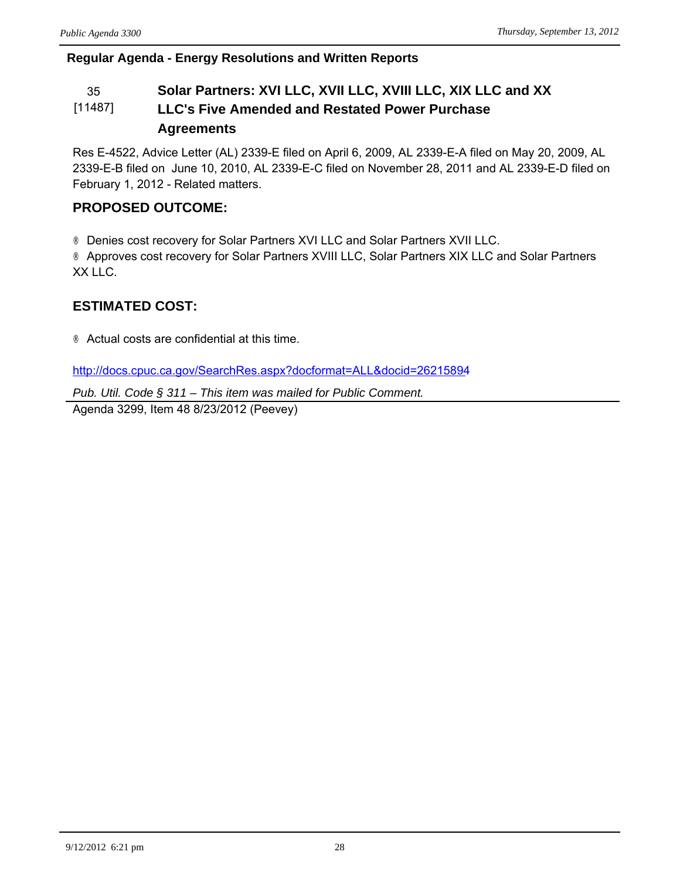**Regular Agenda - Energy Resolutions and Written Reports**

### 35 [11487] Solar Partners: XVI LLC, XVII LLC, XVIII LLC, XIX LLC and XX LLC's Five Amended and Restated Power Purchase Agreements

Res E-4522, Advice Letter (AL) 2339-E filed on April 6, 2009, AL 2339-E-A filed on May 20, 2009, AL 2339-E-B filed on June 10, 2010, AL 2339-E-C filed on November 28, 2011 and AL 2339-E-D filed on February 1, 2012 - Related matters.

## PROPOSED OUTCOME:

® Denies cost recovery for Solar Partners XVI LLC and Solar Partners XVII LLC.
® Approves cost recovery for Solar Partners XVIII LLC, Solar Partners XIX LLC and Solar Partners XX LLC.

## ESTIMATED COST:

® Actual costs are confidential at this time.

http://docs.cpuc.ca.gov/SearchRes.aspx?docformat=ALL&docid=26215894

*Pub. Util. Code § 311 – This item was mailed for Public Comment.*

Agenda 3299, Item 48 8/23/2012 (Peevey)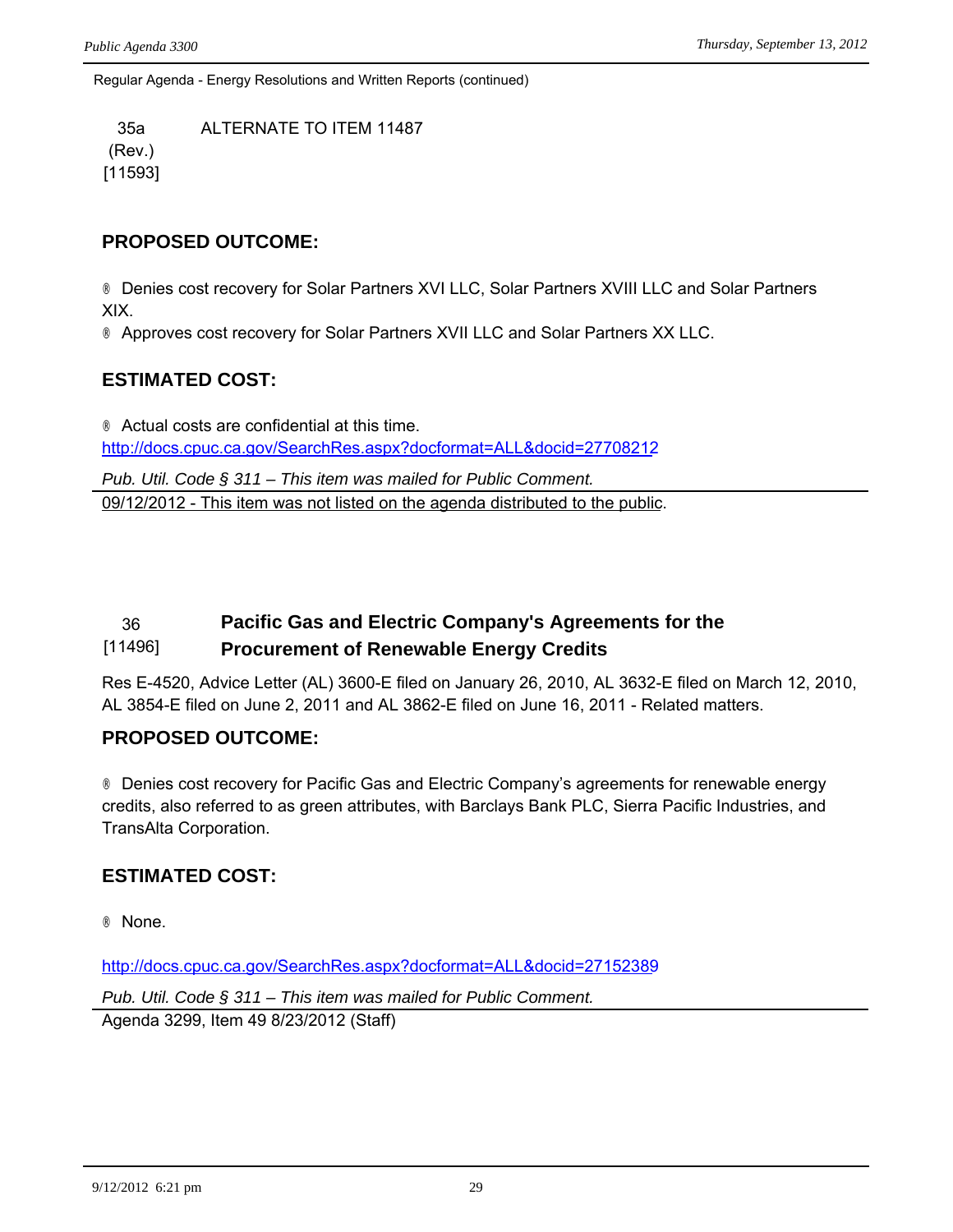Regular Agenda - Energy Resolutions and Written Reports (continued)

35a (Rev.) [11593] ALTERNATE TO ITEM 11487

### PROPOSED OUTCOME:

- Denies cost recovery for Solar Partners XVI LLC, Solar Partners XVIII LLC and Solar Partners XIX.
- Approves cost recovery for Solar Partners XVII LLC and Solar Partners XX LLC.

### ESTIMATED COST:

- Actual costs are confidential at this time.

http://docs.cpuc.ca.gov/SearchRes.aspx?docformat=ALL&docid=27708212

*Pub. Util. Code § 311 – This item was mailed for Public Comment.*

09/12/2012 - This item was not listed on the agenda distributed to the public.

## 36 [11496] Pacific Gas and Electric Company's Agreements for the Procurement of Renewable Energy Credits

Res E-4520, Advice Letter (AL) 3600-E filed on January 26, 2010, AL 3632-E filed on March 12, 2010, AL 3854-E filed on June 2, 2011 and AL 3862-E filed on June 16, 2011 - Related matters.

### PROPOSED OUTCOME:

- Denies cost recovery for Pacific Gas and Electric Company's agreements for renewable energy credits, also referred to as green attributes, with Barclays Bank PLC, Sierra Pacific Industries, and TransAlta Corporation.

### ESTIMATED COST:

- None.

http://docs.cpuc.ca.gov/SearchRes.aspx?docformat=ALL&docid=27152389

*Pub. Util. Code § 311 – This item was mailed for Public Comment.*

Agenda 3299, Item 49 8/23/2012 (Staff)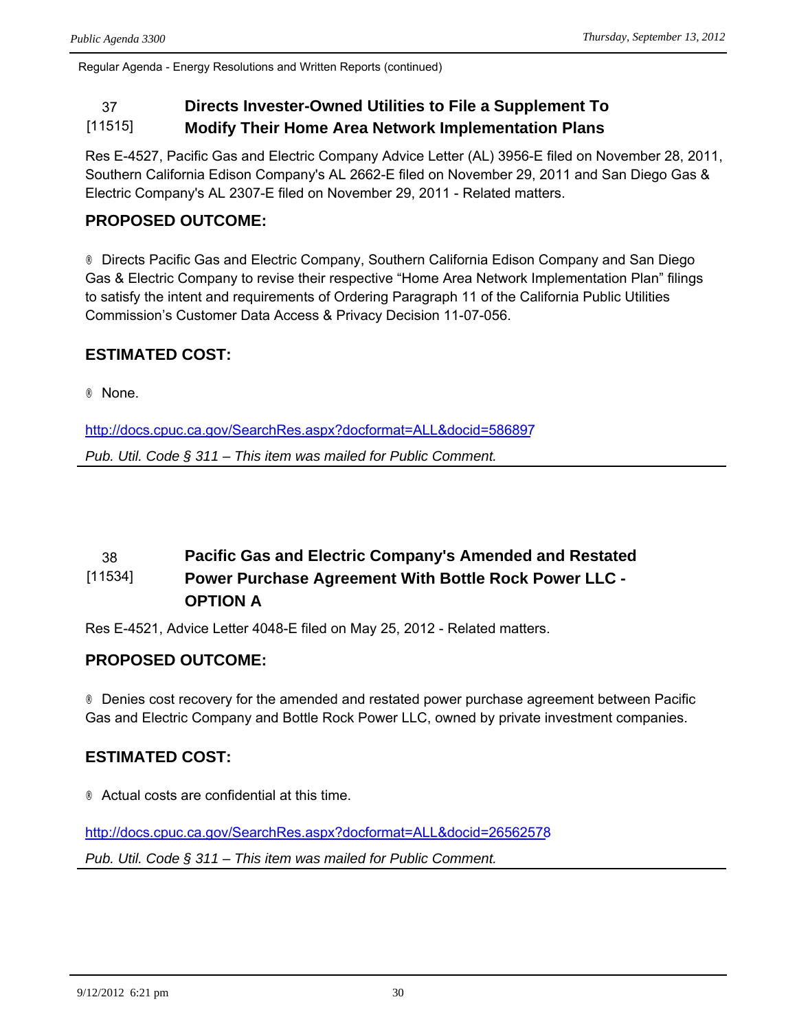Regular Agenda - Energy Resolutions and Written Reports (continued)

## 37 [11515] Directs Invester-Owned Utilities to File a Supplement To Modify Their Home Area Network Implementation Plans

Res E-4527, Pacific Gas and Electric Company Advice Letter (AL) 3956-E filed on November 28, 2011, Southern California Edison Company's AL 2662-E filed on November 29, 2011 and San Diego Gas & Electric Company's AL 2307-E filed on November 29, 2011 - Related matters.

### PROPOSED OUTCOME:

® Directs Pacific Gas and Electric Company, Southern California Edison Company and San Diego Gas & Electric Company to revise their respective "Home Area Network Implementation Plan" filings to satisfy the intent and requirements of Ordering Paragraph 11 of the California Public Utilities Commission's Customer Data Access & Privacy Decision 11-07-056.

### ESTIMATED COST:

® None.

http://docs.cpuc.ca.gov/SearchRes.aspx?docformat=ALL&docid=586897

*Pub. Util. Code § 311 – This item was mailed for Public Comment.*

---

## 38 [11534] Pacific Gas and Electric Company's Amended and Restated Power Purchase Agreement With Bottle Rock Power LLC - OPTION A

Res E-4521, Advice Letter 4048-E filed on May 25, 2012 - Related matters.

### PROPOSED OUTCOME:

® Denies cost recovery for the amended and restated power purchase agreement between Pacific Gas and Electric Company and Bottle Rock Power LLC, owned by private investment companies.

### ESTIMATED COST:

® Actual costs are confidential at this time.

http://docs.cpuc.ca.gov/SearchRes.aspx?docformat=ALL&docid=26562578

*Pub. Util. Code § 311 – This item was mailed for Public Comment.*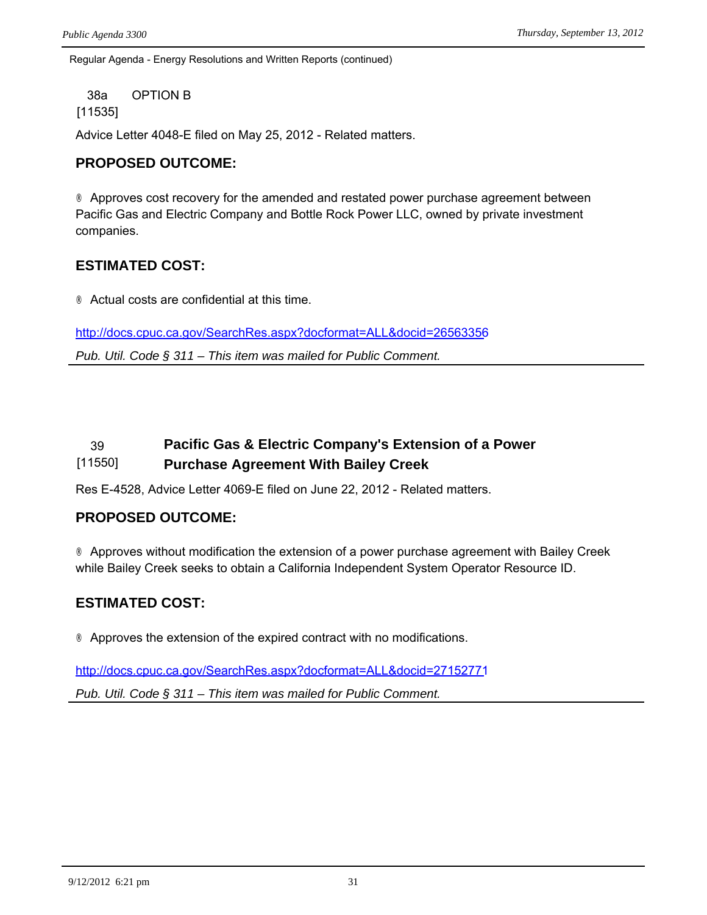Regular Agenda - Energy Resolutions and Written Reports (continued)

38a OPTION B
[11535]

Advice Letter 4048-E filed on May 25, 2012 - Related matters.

### PROPOSED OUTCOME:

® Approves cost recovery for the amended and restated power purchase agreement between Pacific Gas and Electric Company and Bottle Rock Power LLC, owned by private investment companies.

### ESTIMATED COST:

® Actual costs are confidential at this time.

http://docs.cpuc.ca.gov/SearchRes.aspx?docformat=ALL&docid=26563356

*Pub. Util. Code § 311 – This item was mailed for Public Comment.*

---

39
[11550]

## Pacific Gas & Electric Company's Extension of a Power Purchase Agreement With Bailey Creek

Res E-4528, Advice Letter 4069-E filed on June 22, 2012 - Related matters.

### PROPOSED OUTCOME:

® Approves without modification the extension of a power purchase agreement with Bailey Creek while Bailey Creek seeks to obtain a California Independent System Operator Resource ID.

### ESTIMATED COST:

® Approves the extension of the expired contract with no modifications.

http://docs.cpuc.ca.gov/SearchRes.aspx?docformat=ALL&docid=27152771

*Pub. Util. Code § 311 – This item was mailed for Public Comment.*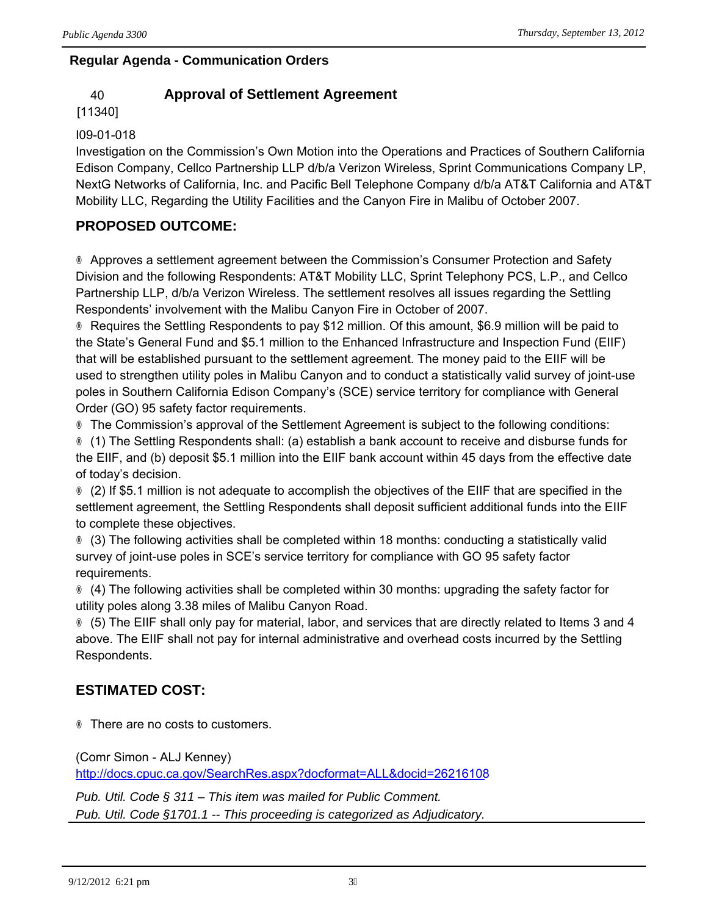**Regular Agenda - Communication Orders**

## 40 [11340] Approval of Settlement Agreement

I09-01-018

Investigation on the Commission's Own Motion into the Operations and Practices of Southern California Edison Company, Cellco Partnership LLP d/b/a Verizon Wireless, Sprint Communications Company LP, NextG Networks of California, Inc. and Pacific Bell Telephone Company d/b/a AT&T California and AT&T Mobility LLC, Regarding the Utility Facilities and the Canyon Fire in Malibu of October 2007.

### PROPOSED OUTCOME:

- Approves a settlement agreement between the Commission's Consumer Protection and Safety Division and the following Respondents: AT&T Mobility LLC, Sprint Telephony PCS, L.P., and Cellco Partnership LLP, d/b/a Verizon Wireless. The settlement resolves all issues regarding the Settling Respondents' involvement with the Malibu Canyon Fire in October of 2007.
- Requires the Settling Respondents to pay $12 million. Of this amount, $6.9 million will be paid to the State's General Fund and $5.1 million to the Enhanced Infrastructure and Inspection Fund (EIIF) that will be established pursuant to the settlement agreement. The money paid to the EIIF will be used to strengthen utility poles in Malibu Canyon and to conduct a statistically valid survey of joint-use poles in Southern California Edison Company's (SCE) service territory for compliance with General Order (GO) 95 safety factor requirements.
- The Commission's approval of the Settlement Agreement is subject to the following conditions:
- (1) The Settling Respondents shall: (a) establish a bank account to receive and disburse funds for the EIIF, and (b) deposit $5.1 million into the EIIF bank account within 45 days from the effective date of today's decision.
- (2) If $5.1 million is not adequate to accomplish the objectives of the EIIF that are specified in the settlement agreement, the Settling Respondents shall deposit sufficient additional funds into the EIIF to complete these objectives.
- (3) The following activities shall be completed within 18 months: conducting a statistically valid survey of joint-use poles in SCE's service territory for compliance with GO 95 safety factor requirements.
- (4) The following activities shall be completed within 30 months: upgrading the safety factor for utility poles along 3.38 miles of Malibu Canyon Road.
- (5) The EIIF shall only pay for material, labor, and services that are directly related to Items 3 and 4 above. The EIIF shall not pay for internal administrative and overhead costs incurred by the Settling Respondents.

### ESTIMATED COST:

- There are no costs to customers.

(Comr Simon - ALJ Kenney)
http://docs.cpuc.ca.gov/SearchRes.aspx?docformat=ALL&docid=26216108

*Pub. Util. Code § 311 – This item was mailed for Public Comment.*
*Pub. Util. Code §1701.1 -- This proceeding is categorized as Adjudicatory.*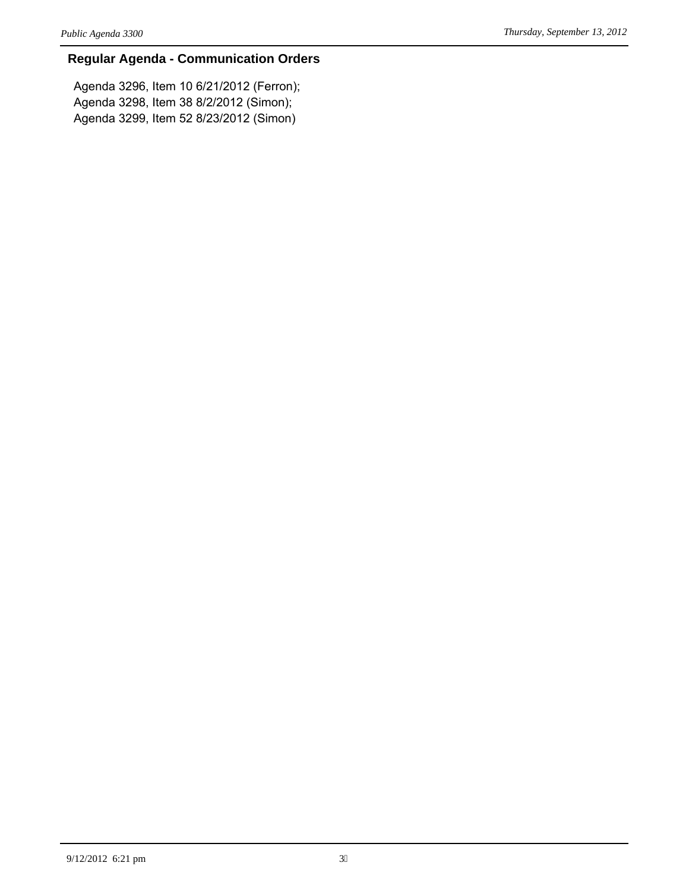## Regular Agenda - Communication Orders

Agenda 3296, Item 10 6/21/2012 (Ferron);
Agenda 3298, Item 38 8/2/2012 (Simon);
Agenda 3299, Item 52 8/23/2012 (Simon)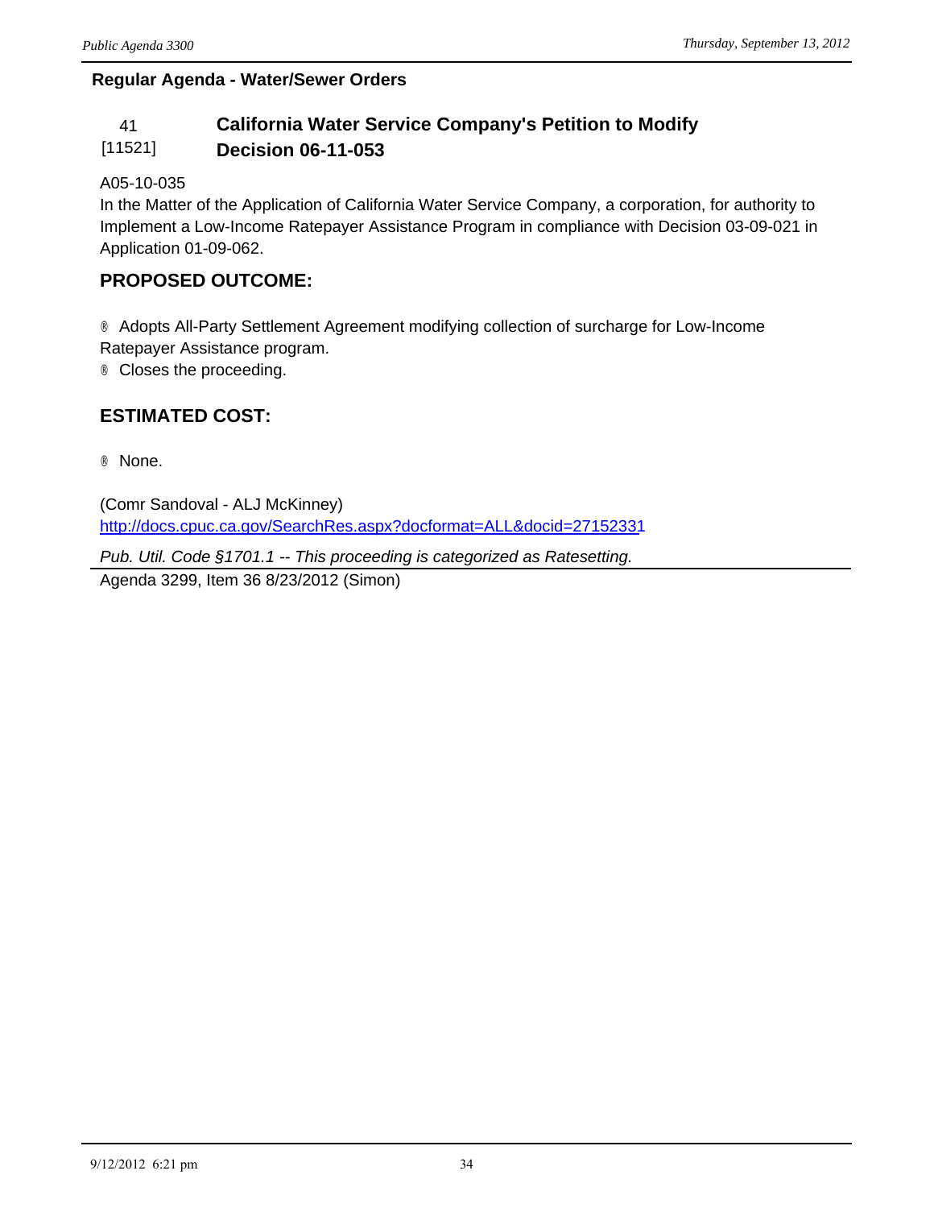**Regular Agenda - Water/Sewer Orders**

## 41 [11521] California Water Service Company's Petition to Modify Decision 06-11-053

A05-10-035
In the Matter of the Application of California Water Service Company, a corporation, for authority to Implement a Low-Income Ratepayer Assistance Program in compliance with Decision 03-09-021 in Application 01-09-062.

### PROPOSED OUTCOME:

- Adopts All-Party Settlement Agreement modifying collection of surcharge for Low-Income Ratepayer Assistance program.
- Closes the proceeding.

### ESTIMATED COST:

- None.

(Comr Sandoval - ALJ McKinney)
http://docs.cpuc.ca.gov/SearchRes.aspx?docformat=ALL&docid=27152331

*Pub. Util. Code §1701.1 -- This proceeding is categorized as Ratesetting.*

Agenda 3299, Item 36 8/23/2012 (Simon)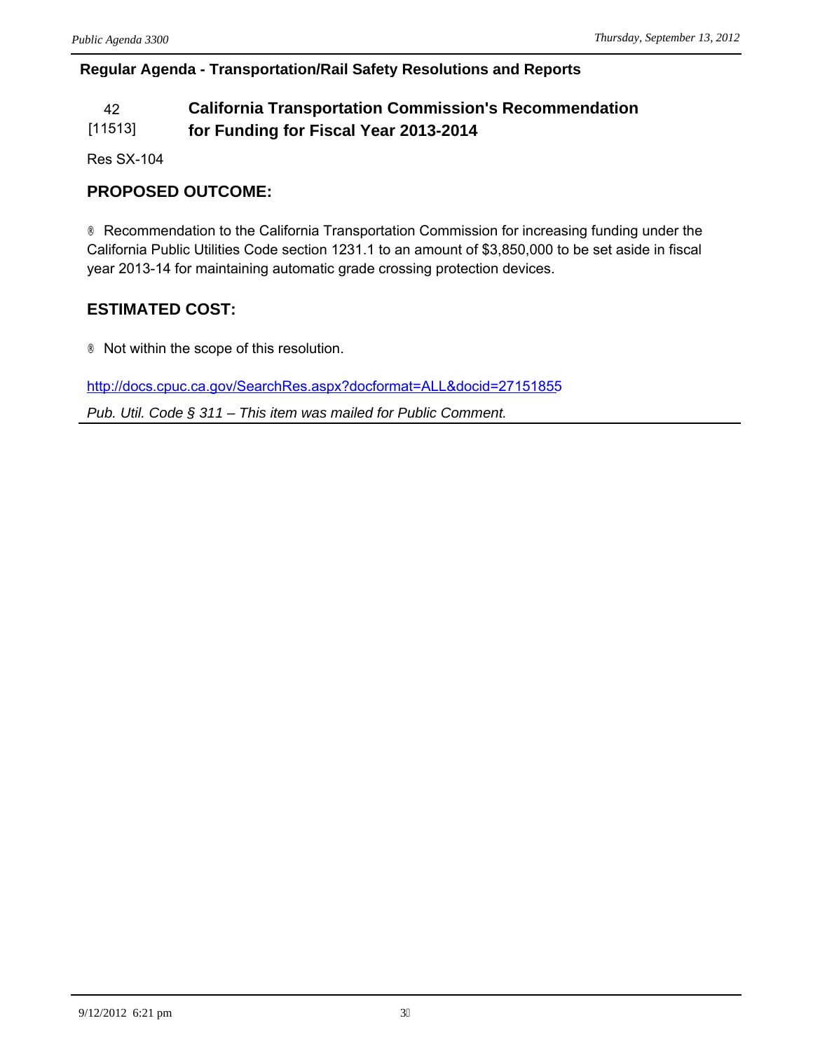**Regular Agenda - Transportation/Rail Safety Resolutions and Reports**

## 42 [11513] California Transportation Commission's Recommendation for Funding for Fiscal Year 2013-2014

Res SX-104

### PROPOSED OUTCOME:

® Recommendation to the California Transportation Commission for increasing funding under the California Public Utilities Code section 1231.1 to an amount of $3,850,000 to be set aside in fiscal year 2013-14 for maintaining automatic grade crossing protection devices.

### ESTIMATED COST:

® Not within the scope of this resolution.

http://docs.cpuc.ca.gov/SearchRes.aspx?docformat=ALL&docid=27151855

*Pub. Util. Code § 311 – This item was mailed for Public Comment.*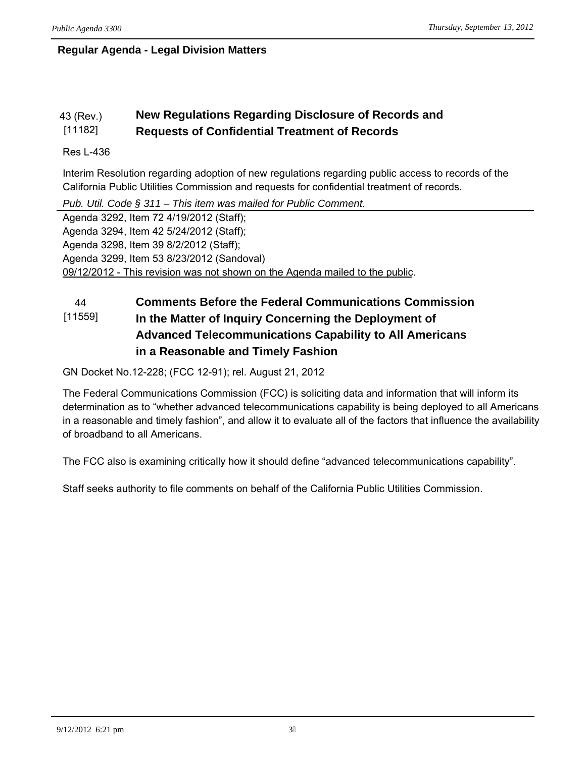## Regular Agenda - Legal Division Matters

### 43 (Rev.) [11182] New Regulations Regarding Disclosure of Records and Requests of Confidential Treatment of Records

Res L-436

Interim Resolution regarding adoption of new regulations regarding public access to records of the California Public Utilities Commission and requests for confidential treatment of records.

*Pub. Util. Code § 311 – This item was mailed for Public Comment.*

Agenda 3292, Item 72 4/19/2012 (Staff);
Agenda 3294, Item 42 5/24/2012 (Staff);
Agenda 3298, Item 39 8/2/2012 (Staff);
Agenda 3299, Item 53 8/23/2012 (Sandoval)
<u>09/12/2012 - This revision was not shown on the Agenda mailed to the public</u>.

### 44 [11559] Comments Before the Federal Communications Commission In the Matter of Inquiry Concerning the Deployment of Advanced Telecommunications Capability to All Americans in a Reasonable and Timely Fashion

GN Docket No.12-228; (FCC 12-91); rel. August 21, 2012

The Federal Communications Commission (FCC) is soliciting data and information that will inform its determination as to "whether advanced telecommunications capability is being deployed to all Americans in a reasonable and timely fashion", and allow it to evaluate all of the factors that influence the availability of broadband to all Americans.

The FCC also is examining critically how it should define "advanced telecommunications capability".

Staff seeks authority to file comments on behalf of the California Public Utilities Commission.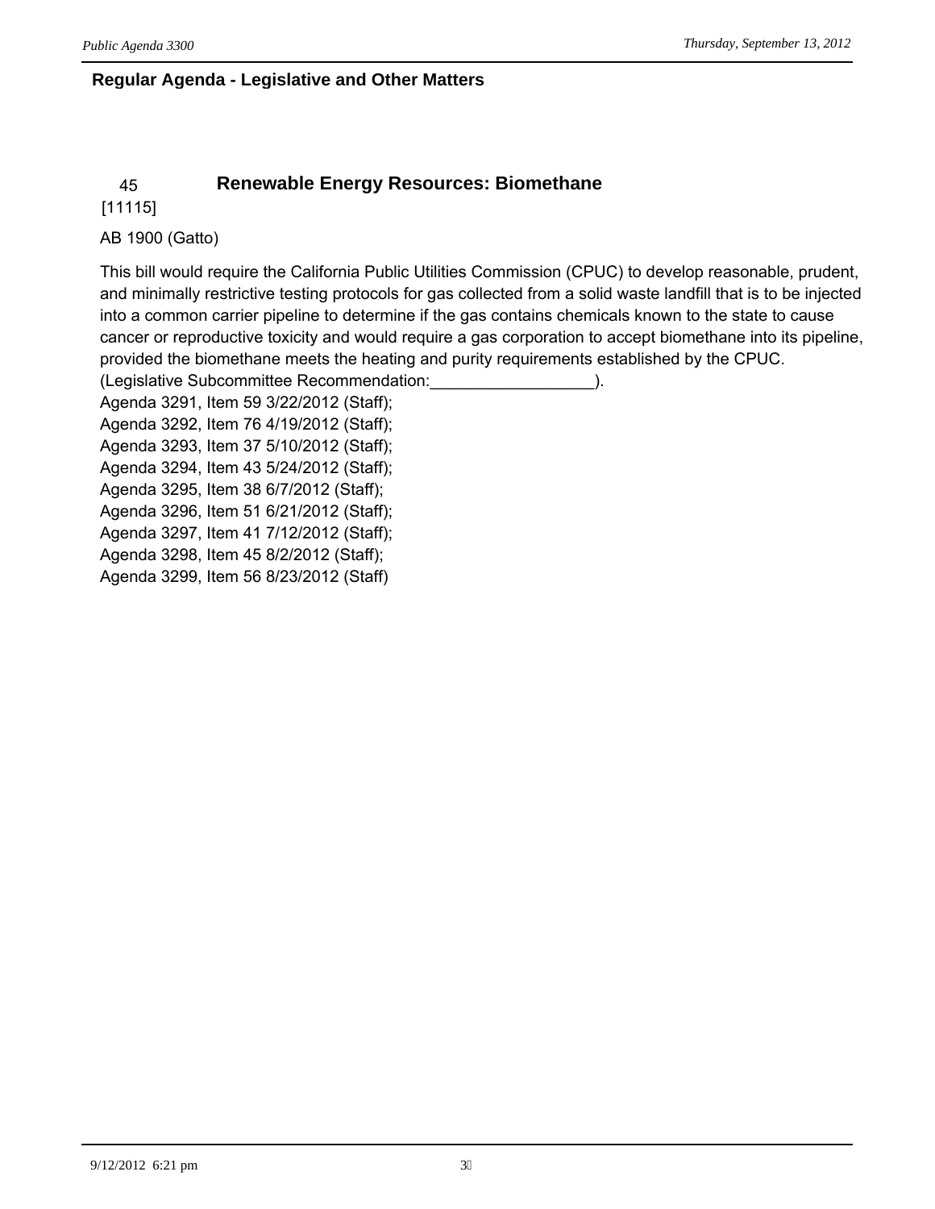## Regular Agenda - Legislative and Other Matters

### 45 [11115] Renewable Energy Resources: Biomethane

AB 1900 (Gatto)

This bill would require the California Public Utilities Commission (CPUC) to develop reasonable, prudent, and minimally restrictive testing protocols for gas collected from a solid waste landfill that is to be injected into a common carrier pipeline to determine if the gas contains chemicals known to the state to cause cancer or reproductive toxicity and would require a gas corporation to accept biomethane into its pipeline, provided the biomethane meets the heating and purity requirements established by the CPUC.
(Legislative Subcommittee Recommendation:__________________).
Agenda 3291, Item 59 3/22/2012 (Staff);
Agenda 3292, Item 76 4/19/2012 (Staff);
Agenda 3293, Item 37 5/10/2012 (Staff);
Agenda 3294, Item 43 5/24/2012 (Staff);
Agenda 3295, Item 38 6/7/2012 (Staff);
Agenda 3296, Item 51 6/21/2012 (Staff);
Agenda 3297, Item 41 7/12/2012 (Staff);
Agenda 3298, Item 45 8/2/2012 (Staff);
Agenda 3299, Item 56 8/23/2012 (Staff)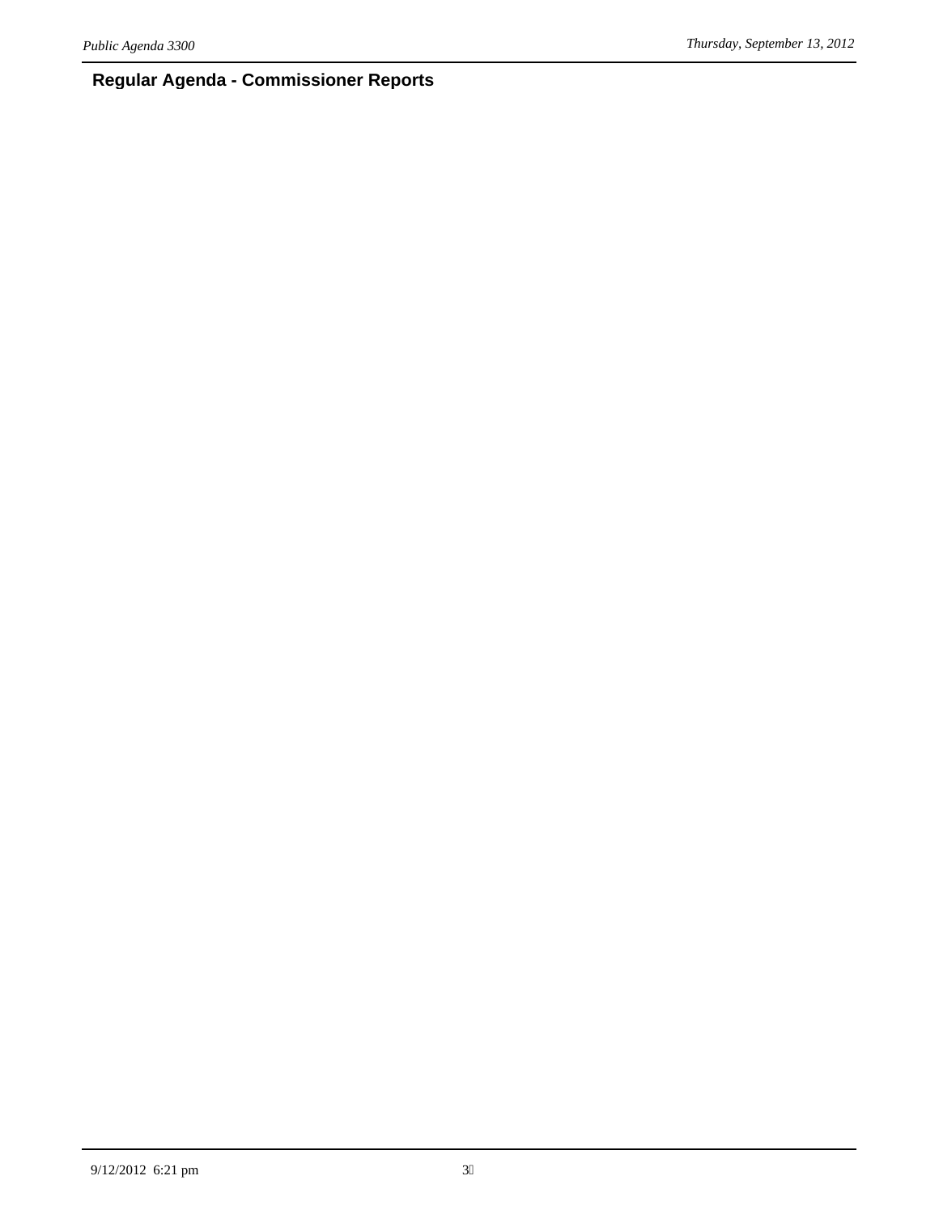## Regular Agenda - Commissioner Reports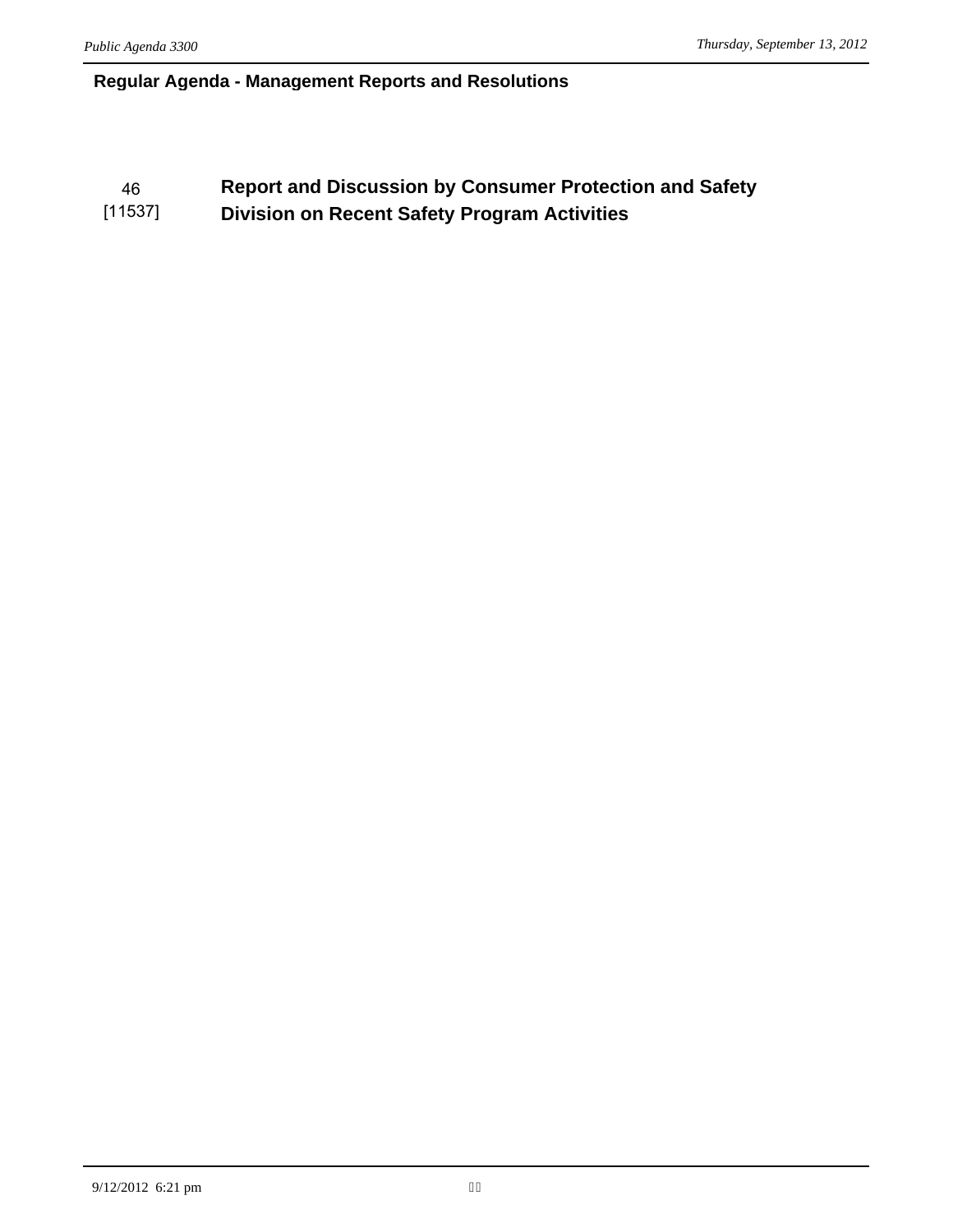## Regular Agenda - Management Reports and Resolutions

46
[11537]

**Report and Discussion by Consumer Protection and Safety Division on Recent Safety Program Activities**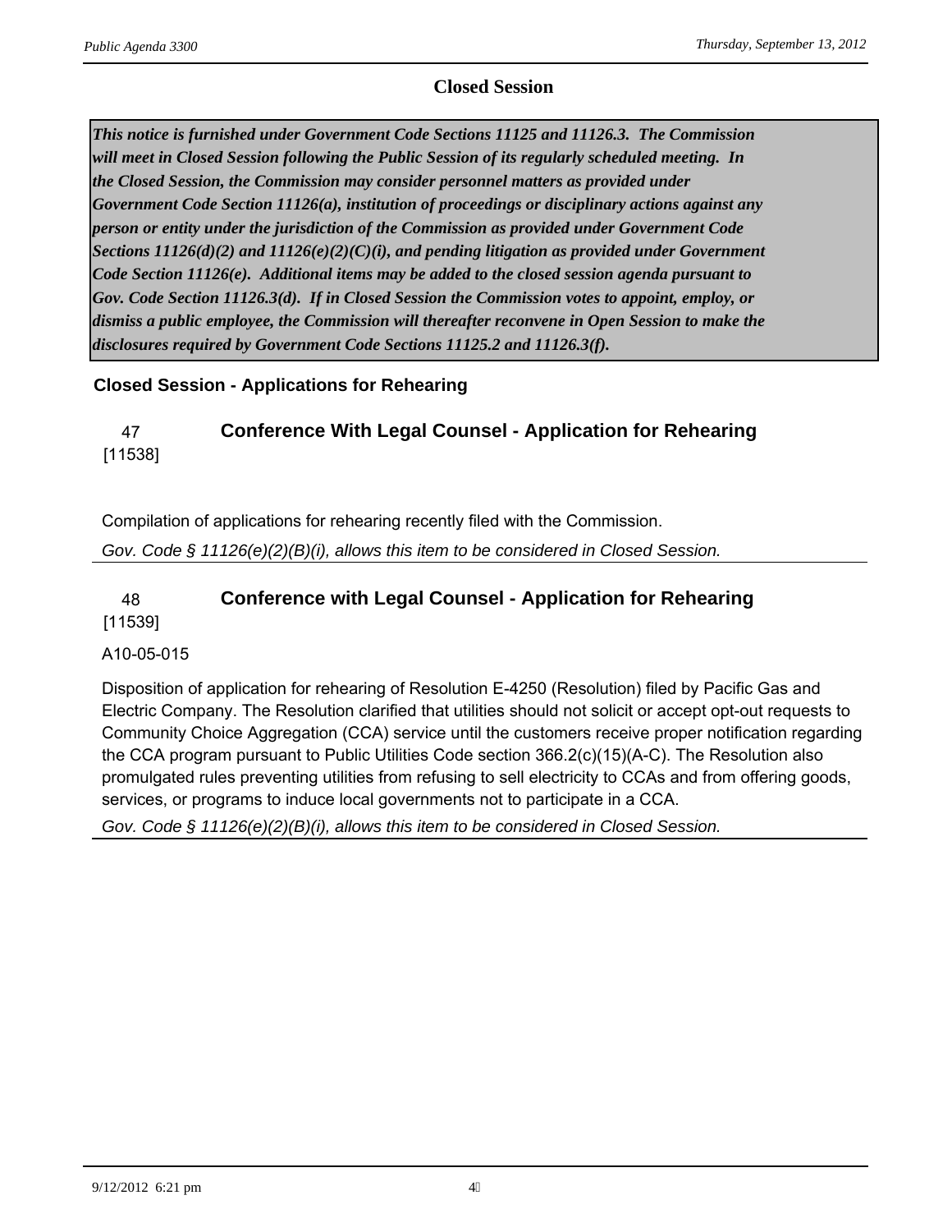## Closed Session

***This notice is furnished under Government Code Sections 11125 and 11126.3. The Commission will meet in Closed Session following the Public Session of its regularly scheduled meeting. In the Closed Session, the Commission may consider personnel matters as provided under Government Code Section 11126(a), institution of proceedings or disciplinary actions against any person or entity under the jurisdiction of the Commission as provided under Government Code Sections 11126(d)(2) and 11126(e)(2)(C)(i), and pending litigation as provided under Government Code Section 11126(e). Additional items may be added to the closed session agenda pursuant to Gov. Code Section 11126.3(d). If in Closed Session the Commission votes to appoint, employ, or dismiss a public employee, the Commission will thereafter reconvene in Open Session to make the disclosures required by Government Code Sections 11125.2 and 11126.3(f).***

### Closed Session - Applications for Rehearing

47 [11538] **Conference With Legal Counsel - Application for Rehearing**

Compilation of applications for rehearing recently filed with the Commission.

*Gov. Code § 11126(e)(2)(B)(i), allows this item to be considered in Closed Session.*

---

48 [11539] **Conference with Legal Counsel - Application for Rehearing**

A10-05-015

Disposition of application for rehearing of Resolution E-4250 (Resolution) filed by Pacific Gas and Electric Company. The Resolution clarified that utilities should not solicit or accept opt-out requests to Community Choice Aggregation (CCA) service until the customers receive proper notification regarding the CCA program pursuant to Public Utilities Code section 366.2(c)(15)(A-C). The Resolution also promulgated rules preventing utilities from refusing to sell electricity to CCAs and from offering goods, services, or programs to induce local governments not to participate in a CCA.

*Gov. Code § 11126(e)(2)(B)(i), allows this item to be considered in Closed Session.*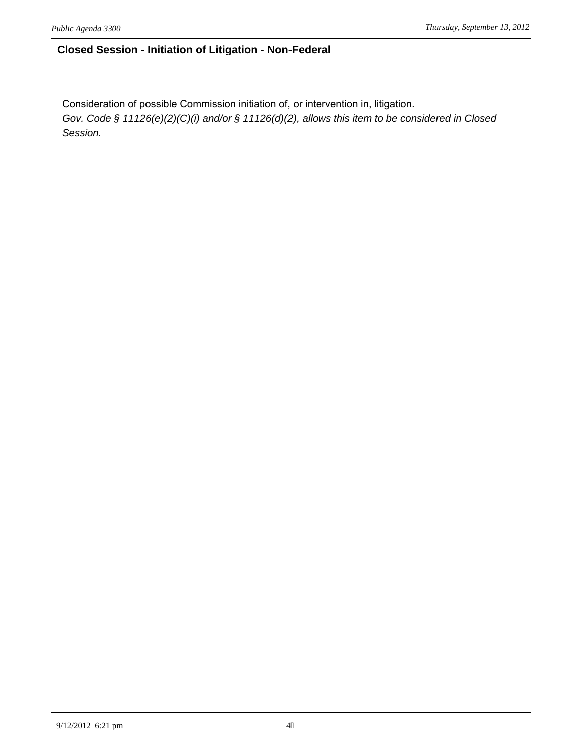## Closed Session - Initiation of Litigation - Non-Federal

Consideration of possible Commission initiation of, or intervention in, litigation.

*Gov. Code § 11126(e)(2)(C)(i) and/or § 11126(d)(2), allows this item to be considered in Closed Session.*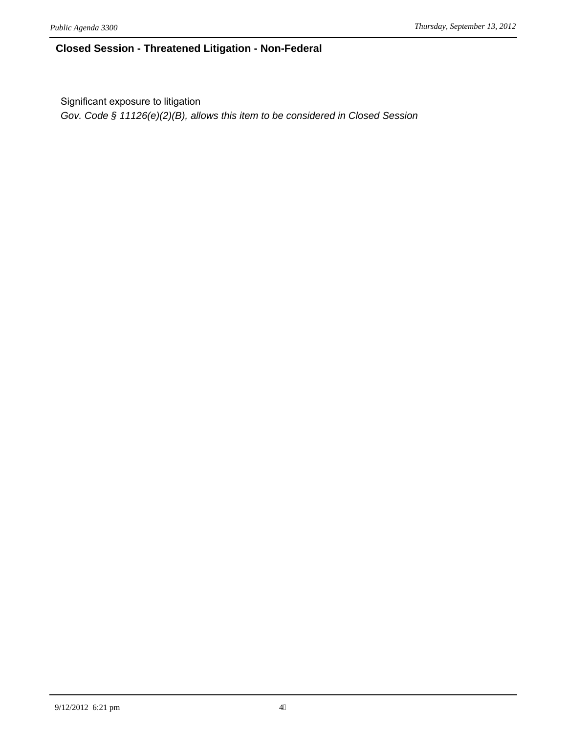## Closed Session - Threatened Litigation - Non-Federal

Significant exposure to litigation

*Gov. Code § 11126(e)(2)(B), allows this item to be considered in Closed Session*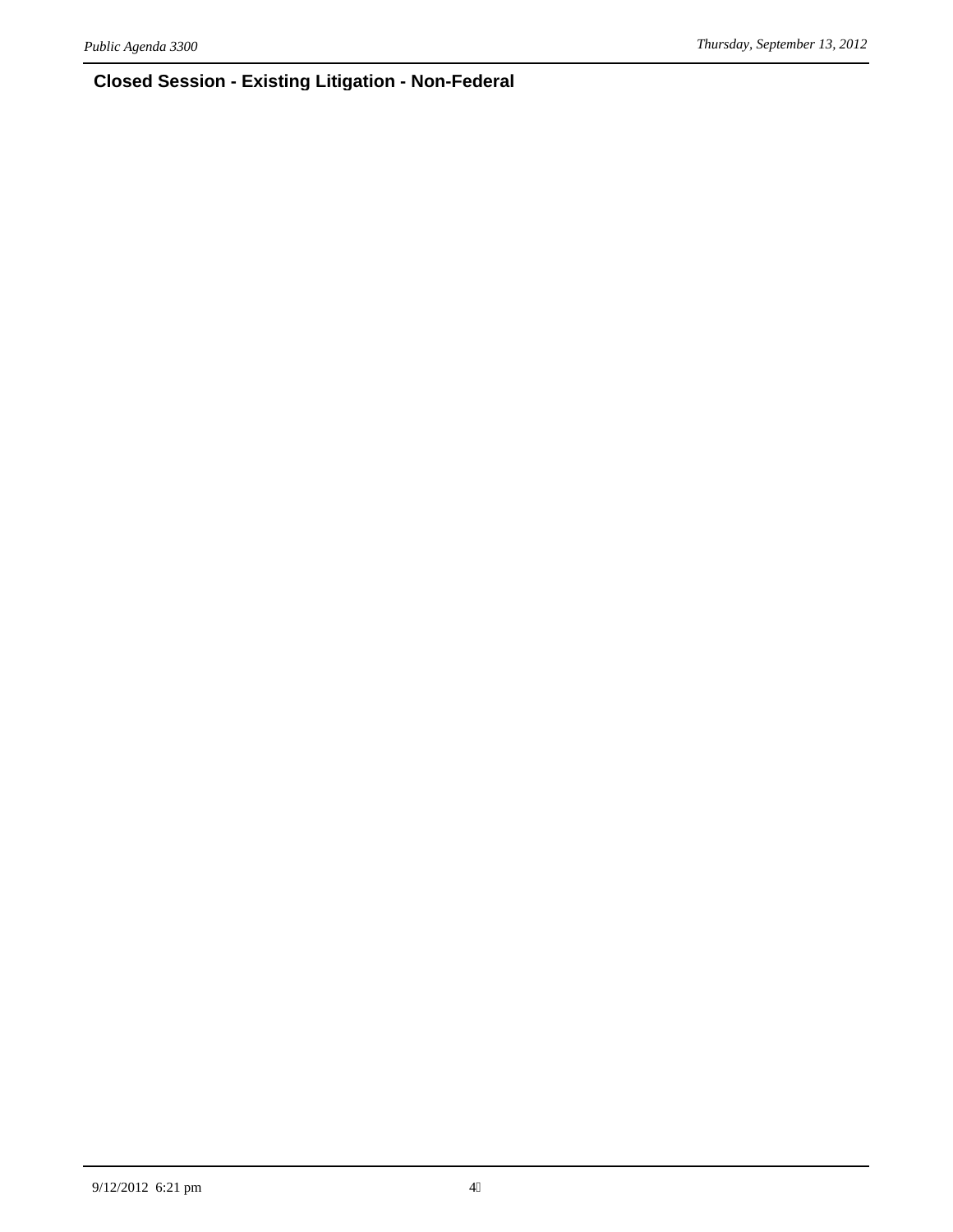## Closed Session - Existing Litigation - Non-Federal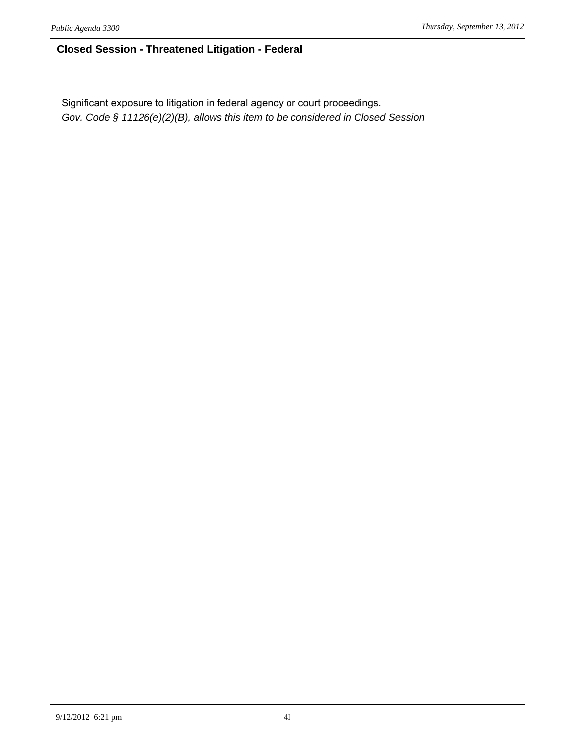## Closed Session - Threatened Litigation - Federal

Significant exposure to litigation in federal agency or court proceedings.
*Gov. Code § 11126(e)(2)(B), allows this item to be considered in Closed Session*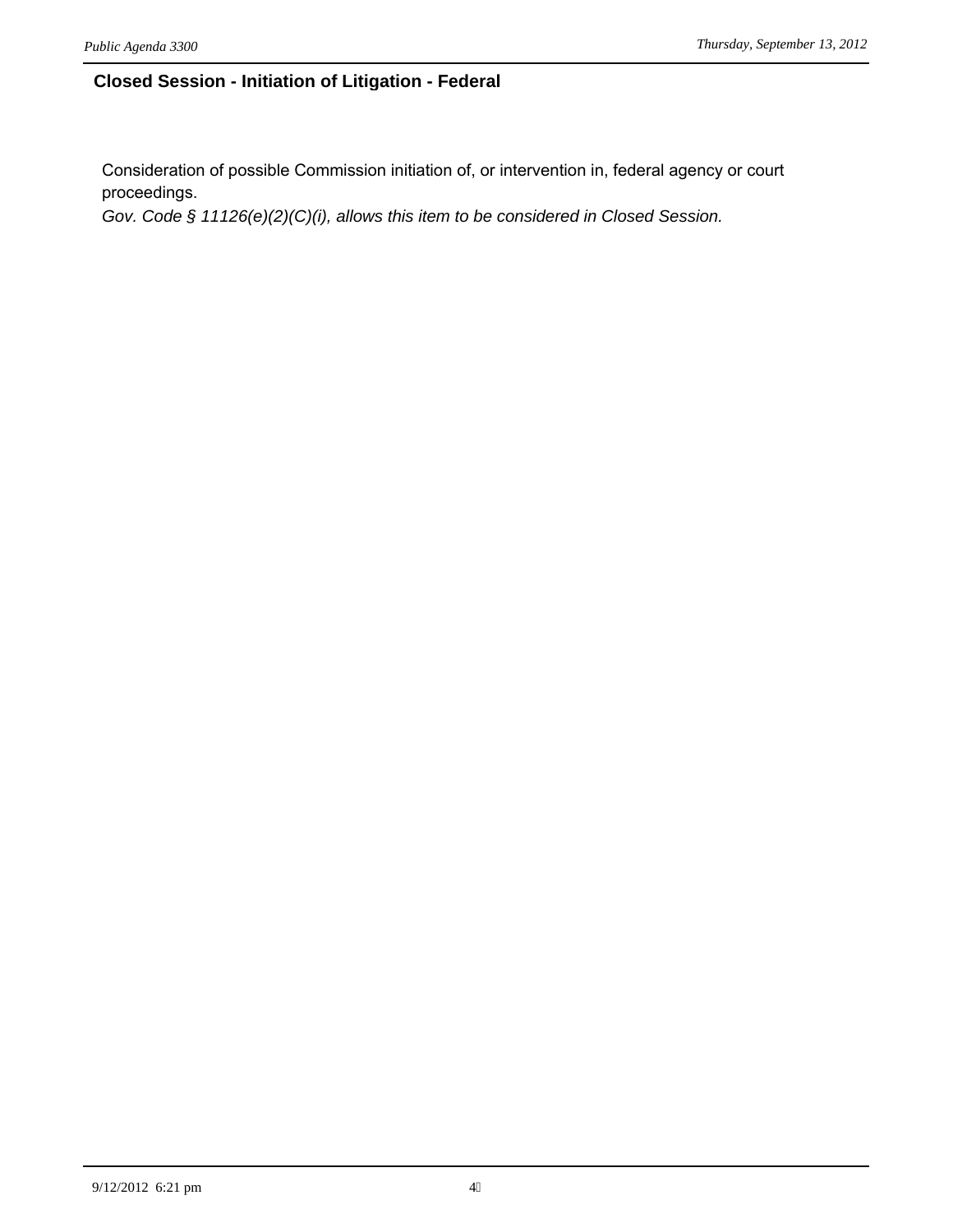## Closed Session - Initiation of Litigation - Federal

Consideration of possible Commission initiation of, or intervention in, federal agency or court proceedings.
*Gov. Code § 11126(e)(2)(C)(i), allows this item to be considered in Closed Session.*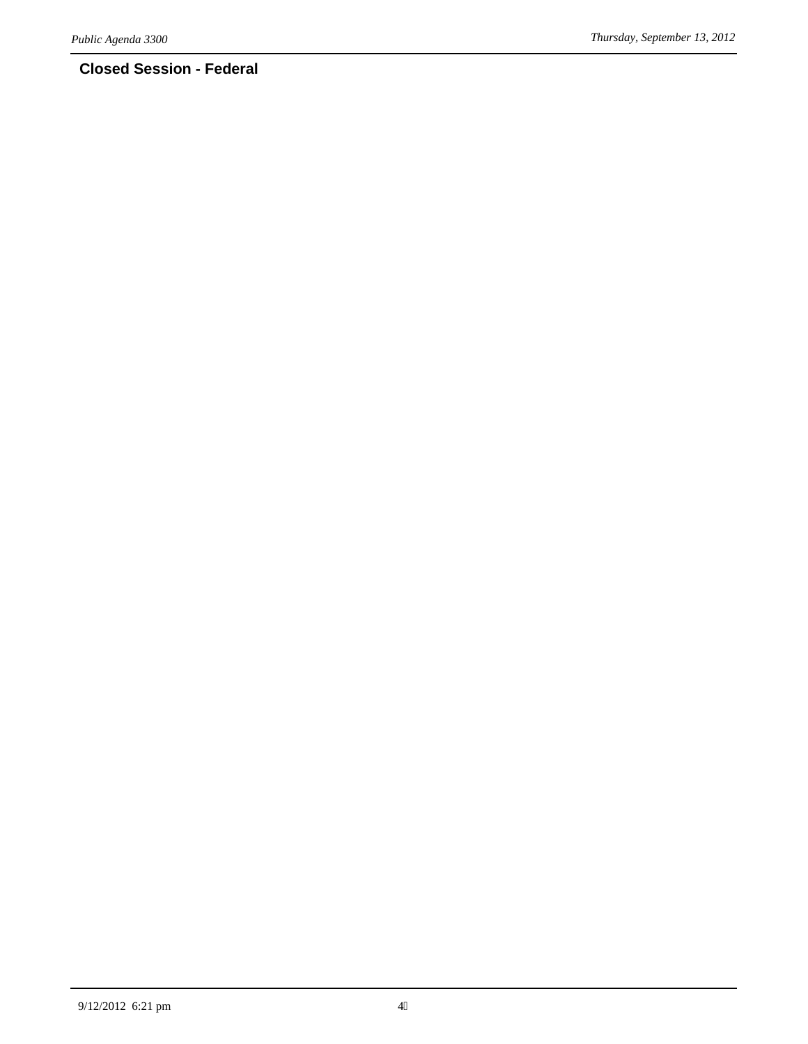## Closed Session - Federal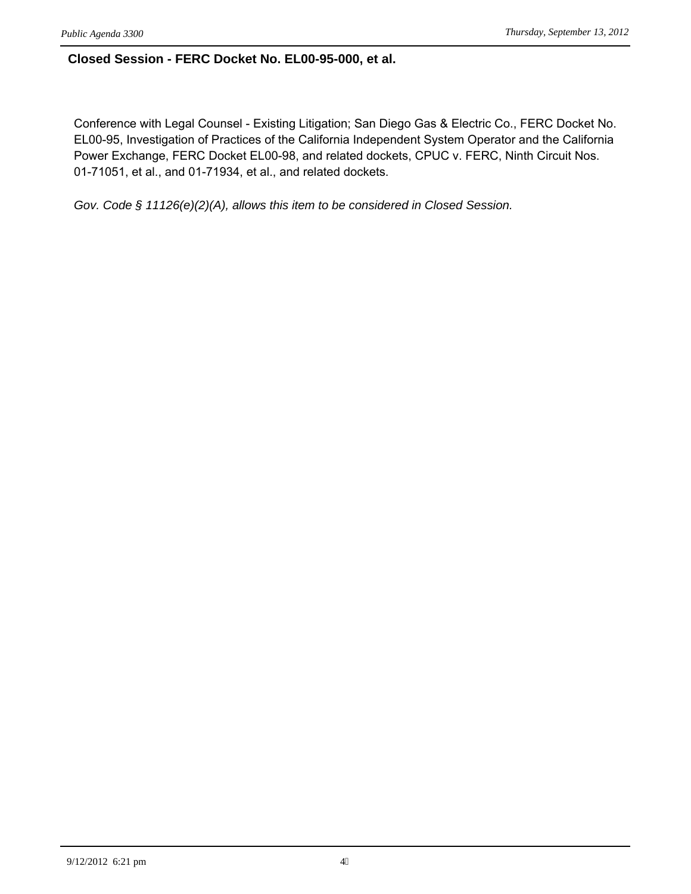## Closed Session - FERC Docket No. EL00-95-000, et al.

Conference with Legal Counsel - Existing Litigation; San Diego Gas & Electric Co., FERC Docket No. EL00-95, Investigation of Practices of the California Independent System Operator and the California Power Exchange, FERC Docket EL00-98, and related dockets, CPUC v. FERC, Ninth Circuit Nos. 01-71051, et al., and 01-71934, et al., and related dockets.

*Gov. Code § 11126(e)(2)(A), allows this item to be considered in Closed Session.*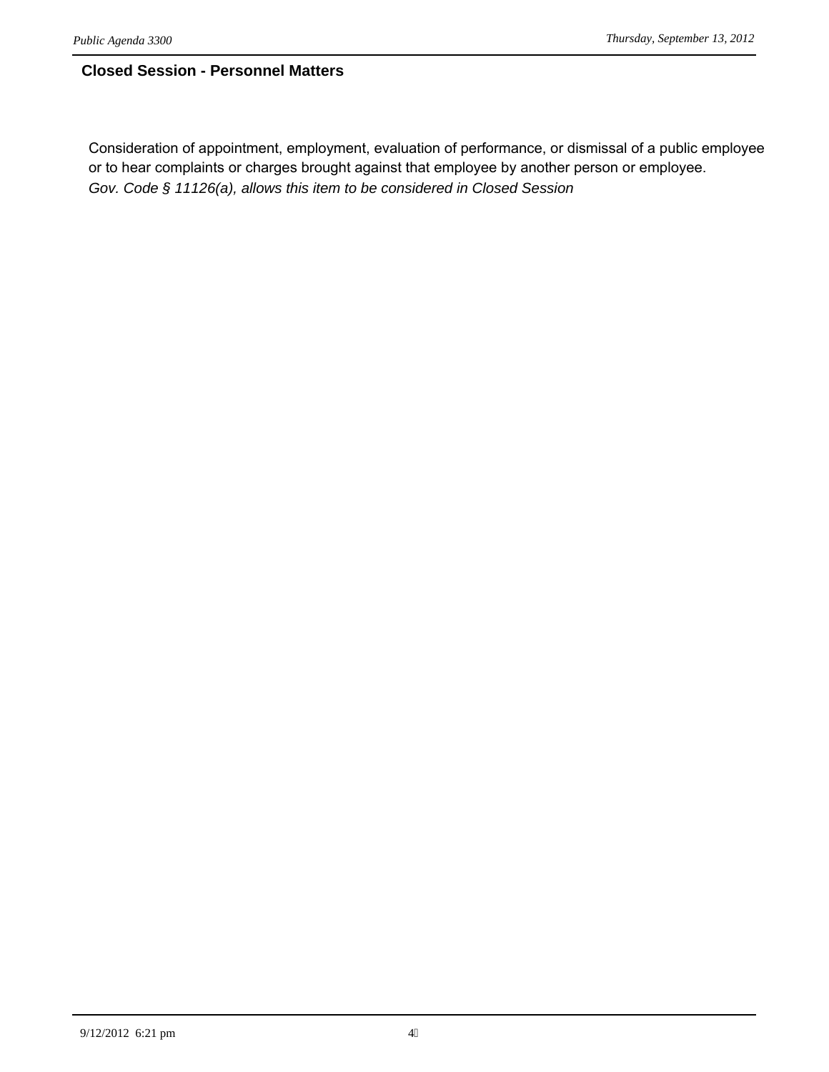## Closed Session - Personnel Matters

Consideration of appointment, employment, evaluation of performance, or dismissal of a public employee or to hear complaints or charges brought against that employee by another person or employee.
*Gov. Code § 11126(a), allows this item to be considered in Closed Session*